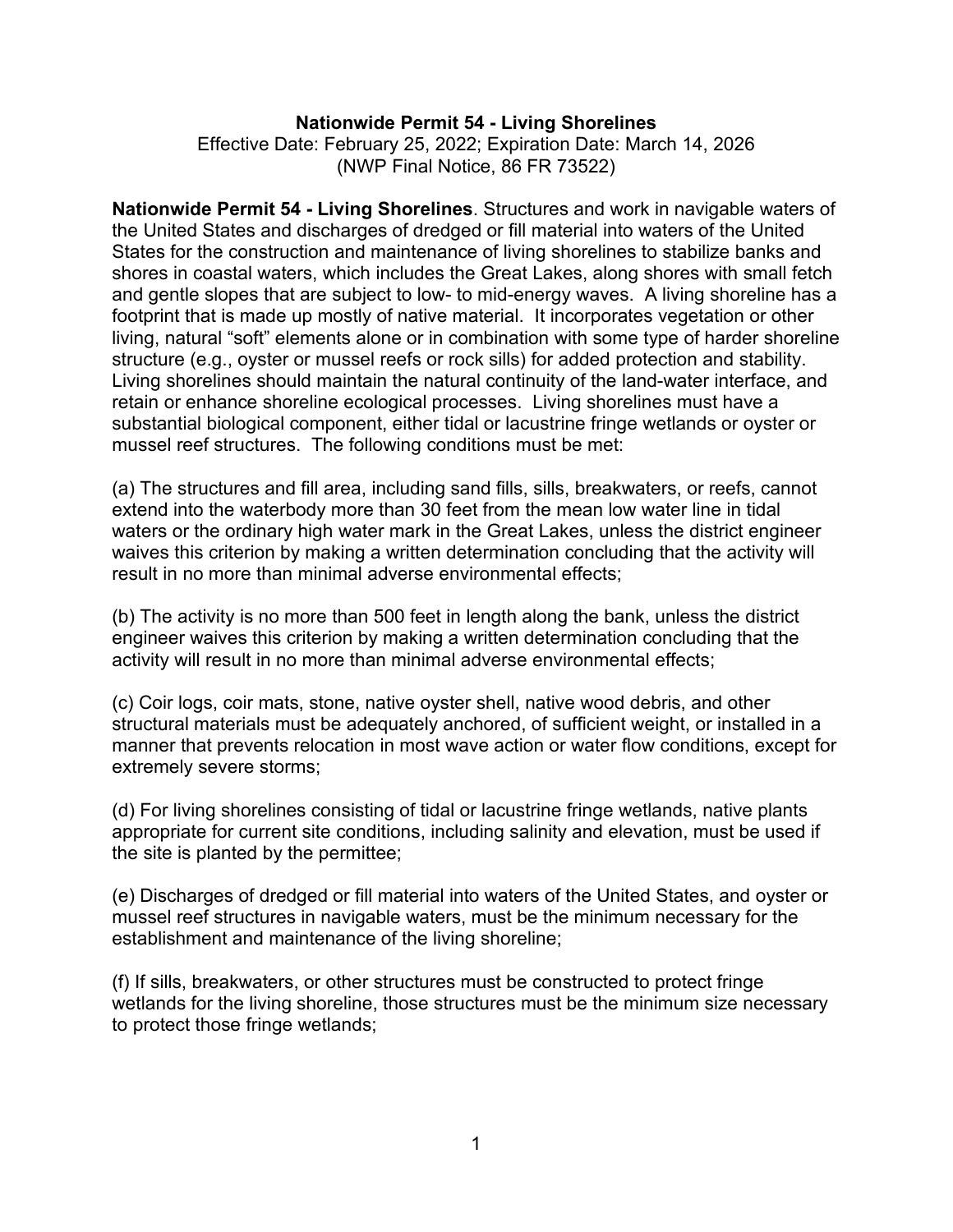# Nationwide Permit 54 - Living Shorelines

Effective Date: February 25, 2022; Expiration Date: March 14, 2026
(NWP Final Notice, 86 FR 73522)

**Nationwide Permit 54 - Living Shorelines**. Structures and work in navigable waters of the United States and discharges of dredged or fill material into waters of the United States for the construction and maintenance of living shorelines to stabilize banks and shores in coastal waters, which includes the Great Lakes, along shores with small fetch and gentle slopes that are subject to low- to mid-energy waves. A living shoreline has a footprint that is made up mostly of native material. It incorporates vegetation or other living, natural "soft" elements alone or in combination with some type of harder shoreline structure (e.g., oyster or mussel reefs or rock sills) for added protection and stability. Living shorelines should maintain the natural continuity of the land-water interface, and retain or enhance shoreline ecological processes. Living shorelines must have a substantial biological component, either tidal or lacustrine fringe wetlands or oyster or mussel reef structures. The following conditions must be met:

(a) The structures and fill area, including sand fills, sills, breakwaters, or reefs, cannot extend into the waterbody more than 30 feet from the mean low water line in tidal waters or the ordinary high water mark in the Great Lakes, unless the district engineer waives this criterion by making a written determination concluding that the activity will result in no more than minimal adverse environmental effects;

(b) The activity is no more than 500 feet in length along the bank, unless the district engineer waives this criterion by making a written determination concluding that the activity will result in no more than minimal adverse environmental effects;

(c) Coir logs, coir mats, stone, native oyster shell, native wood debris, and other structural materials must be adequately anchored, of sufficient weight, or installed in a manner that prevents relocation in most wave action or water flow conditions, except for extremely severe storms;

(d) For living shorelines consisting of tidal or lacustrine fringe wetlands, native plants appropriate for current site conditions, including salinity and elevation, must be used if the site is planted by the permittee;

(e) Discharges of dredged or fill material into waters of the United States, and oyster or mussel reef structures in navigable waters, must be the minimum necessary for the establishment and maintenance of the living shoreline;

(f) If sills, breakwaters, or other structures must be constructed to protect fringe wetlands for the living shoreline, those structures must be the minimum size necessary to protect those fringe wetlands;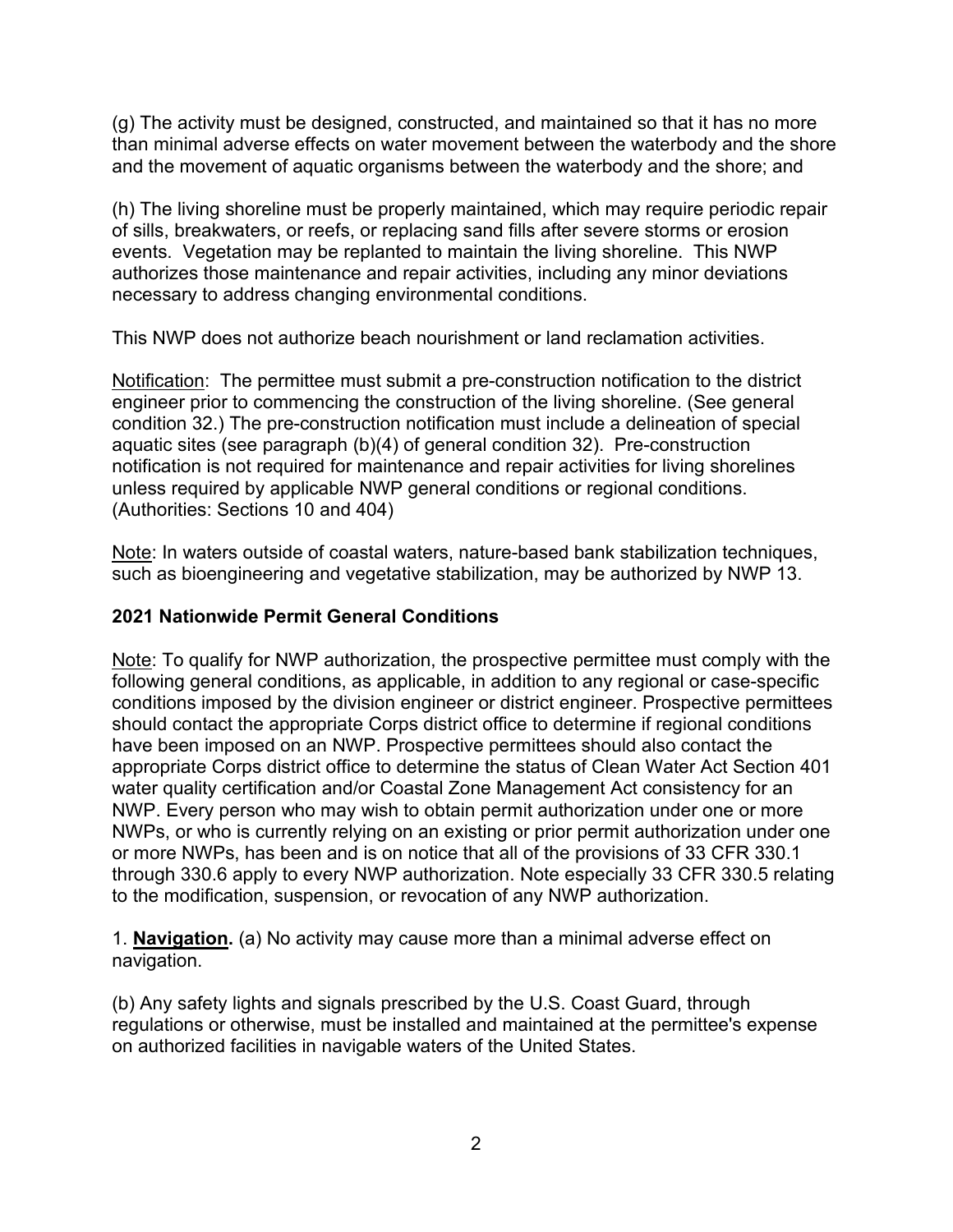(g) The activity must be designed, constructed, and maintained so that it has no more than minimal adverse effects on water movement between the waterbody and the shore and the movement of aquatic organisms between the waterbody and the shore; and

(h) The living shoreline must be properly maintained, which may require periodic repair of sills, breakwaters, or reefs, or replacing sand fills after severe storms or erosion events. Vegetation may be replanted to maintain the living shoreline. This NWP authorizes those maintenance and repair activities, including any minor deviations necessary to address changing environmental conditions.

This NWP does not authorize beach nourishment or land reclamation activities.

Notification: The permittee must submit a pre-construction notification to the district engineer prior to commencing the construction of the living shoreline. (See general condition 32.) The pre-construction notification must include a delineation of special aquatic sites (see paragraph (b)(4) of general condition 32). Pre-construction notification is not required for maintenance and repair activities for living shorelines unless required by applicable NWP general conditions or regional conditions. (Authorities: Sections 10 and 404)

Note: In waters outside of coastal waters, nature-based bank stabilization techniques, such as bioengineering and vegetative stabilization, may be authorized by NWP 13.

## 2021 Nationwide Permit General Conditions

Note: To qualify for NWP authorization, the prospective permittee must comply with the following general conditions, as applicable, in addition to any regional or case-specific conditions imposed by the division engineer or district engineer. Prospective permittees should contact the appropriate Corps district office to determine if regional conditions have been imposed on an NWP. Prospective permittees should also contact the appropriate Corps district office to determine the status of Clean Water Act Section 401 water quality certification and/or Coastal Zone Management Act consistency for an NWP. Every person who may wish to obtain permit authorization under one or more NWPs, or who is currently relying on an existing or prior permit authorization under one or more NWPs, has been and is on notice that all of the provisions of 33 CFR 330.1 through 330.6 apply to every NWP authorization. Note especially 33 CFR 330.5 relating to the modification, suspension, or revocation of any NWP authorization.

1. **Navigation.** (a) No activity may cause more than a minimal adverse effect on navigation.

(b) Any safety lights and signals prescribed by the U.S. Coast Guard, through regulations or otherwise, must be installed and maintained at the permittee's expense on authorized facilities in navigable waters of the United States.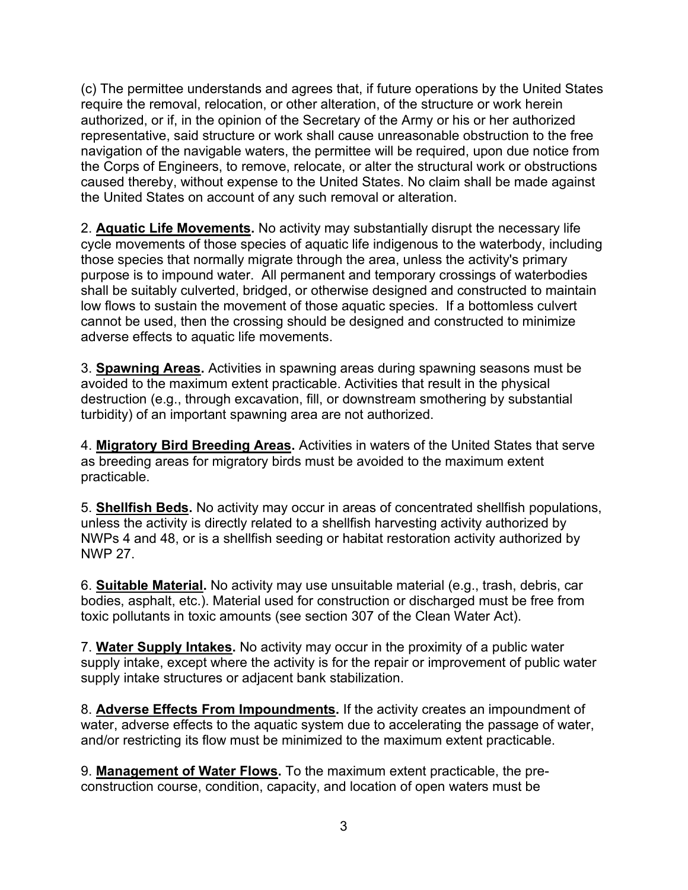(c) The permittee understands and agrees that, if future operations by the United States require the removal, relocation, or other alteration, of the structure or work herein authorized, or if, in the opinion of the Secretary of the Army or his or her authorized representative, said structure or work shall cause unreasonable obstruction to the free navigation of the navigable waters, the permittee will be required, upon due notice from the Corps of Engineers, to remove, relocate, or alter the structural work or obstructions caused thereby, without expense to the United States. No claim shall be made against the United States on account of any such removal or alteration.

2. **Aquatic Life Movements.** No activity may substantially disrupt the necessary life cycle movements of those species of aquatic life indigenous to the waterbody, including those species that normally migrate through the area, unless the activity's primary purpose is to impound water. All permanent and temporary crossings of waterbodies shall be suitably culverted, bridged, or otherwise designed and constructed to maintain low flows to sustain the movement of those aquatic species. If a bottomless culvert cannot be used, then the crossing should be designed and constructed to minimize adverse effects to aquatic life movements.

3. **Spawning Areas.** Activities in spawning areas during spawning seasons must be avoided to the maximum extent practicable. Activities that result in the physical destruction (e.g., through excavation, fill, or downstream smothering by substantial turbidity) of an important spawning area are not authorized.

4. **Migratory Bird Breeding Areas.** Activities in waters of the United States that serve as breeding areas for migratory birds must be avoided to the maximum extent practicable.

5. **Shellfish Beds.** No activity may occur in areas of concentrated shellfish populations, unless the activity is directly related to a shellfish harvesting activity authorized by NWPs 4 and 48, or is a shellfish seeding or habitat restoration activity authorized by NWP 27.

6. **Suitable Material.** No activity may use unsuitable material (e.g., trash, debris, car bodies, asphalt, etc.). Material used for construction or discharged must be free from toxic pollutants in toxic amounts (see section 307 of the Clean Water Act).

7. **Water Supply Intakes.** No activity may occur in the proximity of a public water supply intake, except where the activity is for the repair or improvement of public water supply intake structures or adjacent bank stabilization.

8. **Adverse Effects From Impoundments.** If the activity creates an impoundment of water, adverse effects to the aquatic system due to accelerating the passage of water, and/or restricting its flow must be minimized to the maximum extent practicable.

9. **Management of Water Flows.** To the maximum extent practicable, the pre-construction course, condition, capacity, and location of open waters must be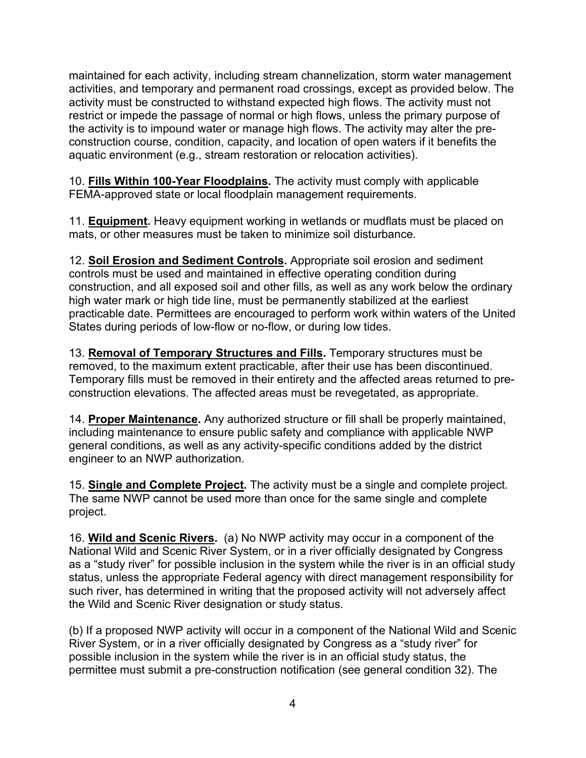maintained for each activity, including stream channelization, storm water management activities, and temporary and permanent road crossings, except as provided below. The activity must be constructed to withstand expected high flows. The activity must not restrict or impede the passage of normal or high flows, unless the primary purpose of the activity is to impound water or manage high flows. The activity may alter the pre-construction course, condition, capacity, and location of open waters if it benefits the aquatic environment (e.g., stream restoration or relocation activities).

10. **Fills Within 100-Year Floodplains.** The activity must comply with applicable FEMA-approved state or local floodplain management requirements.

11. **Equipment.** Heavy equipment working in wetlands or mudflats must be placed on mats, or other measures must be taken to minimize soil disturbance.

12. **Soil Erosion and Sediment Controls.** Appropriate soil erosion and sediment controls must be used and maintained in effective operating condition during construction, and all exposed soil and other fills, as well as any work below the ordinary high water mark or high tide line, must be permanently stabilized at the earliest practicable date. Permittees are encouraged to perform work within waters of the United States during periods of low-flow or no-flow, or during low tides.

13. **Removal of Temporary Structures and Fills.** Temporary structures must be removed, to the maximum extent practicable, after their use has been discontinued. Temporary fills must be removed in their entirety and the affected areas returned to pre-construction elevations. The affected areas must be revegetated, as appropriate.

14. **Proper Maintenance.** Any authorized structure or fill shall be properly maintained, including maintenance to ensure public safety and compliance with applicable NWP general conditions, as well as any activity-specific conditions added by the district engineer to an NWP authorization.

15. **Single and Complete Project.** The activity must be a single and complete project. The same NWP cannot be used more than once for the same single and complete project.

16. **Wild and Scenic Rivers.** (a) No NWP activity may occur in a component of the National Wild and Scenic River System, or in a river officially designated by Congress as a "study river" for possible inclusion in the system while the river is in an official study status, unless the appropriate Federal agency with direct management responsibility for such river, has determined in writing that the proposed activity will not adversely affect the Wild and Scenic River designation or study status.

(b) If a proposed NWP activity will occur in a component of the National Wild and Scenic River System, or in a river officially designated by Congress as a "study river" for possible inclusion in the system while the river is in an official study status, the permittee must submit a pre-construction notification (see general condition 32). The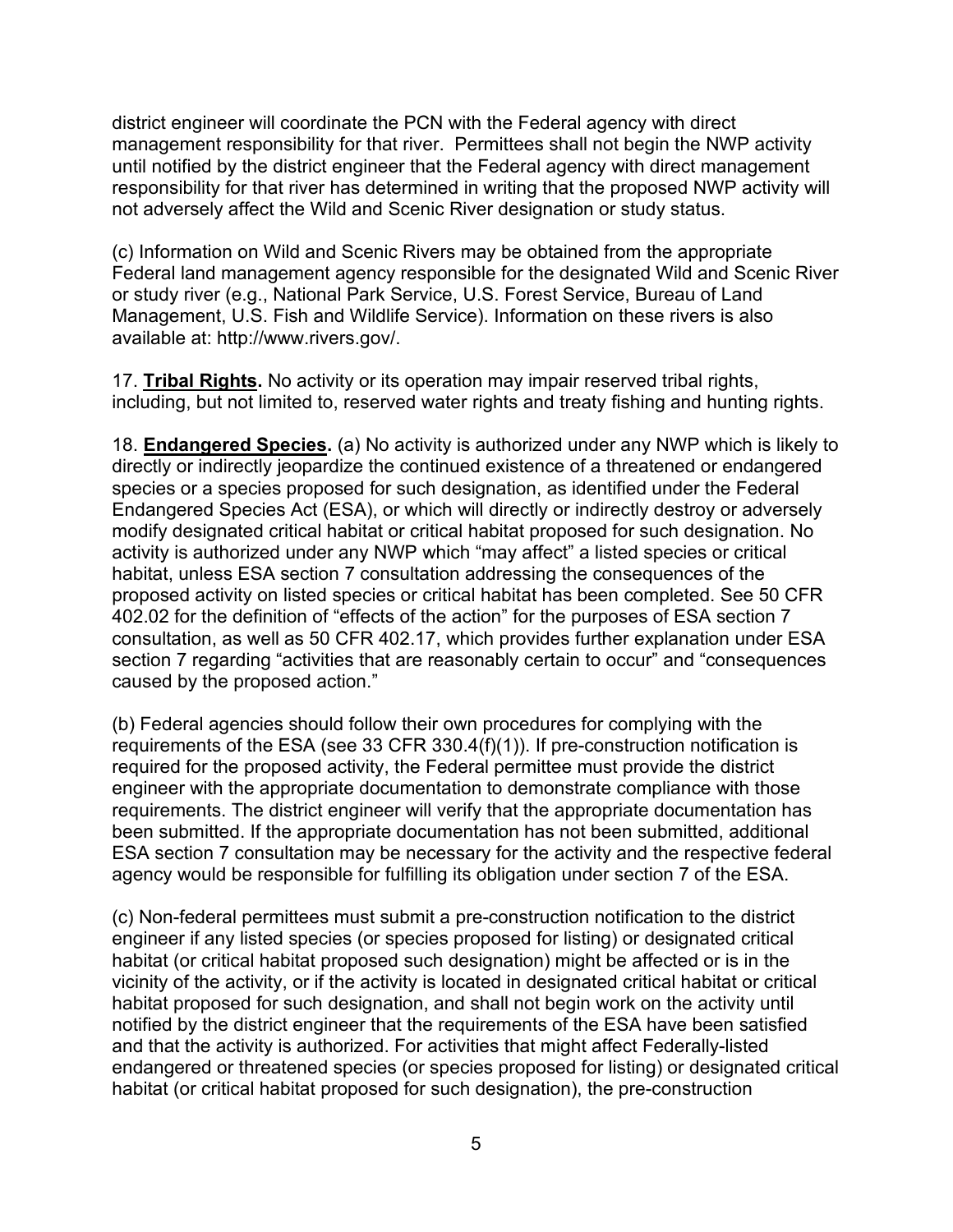district engineer will coordinate the PCN with the Federal agency with direct management responsibility for that river. Permittees shall not begin the NWP activity until notified by the district engineer that the Federal agency with direct management responsibility for that river has determined in writing that the proposed NWP activity will not adversely affect the Wild and Scenic River designation or study status.

(c) Information on Wild and Scenic Rivers may be obtained from the appropriate Federal land management agency responsible for the designated Wild and Scenic River or study river (e.g., National Park Service, U.S. Forest Service, Bureau of Land Management, U.S. Fish and Wildlife Service). Information on these rivers is also available at: http://www.rivers.gov/.

17. **Tribal Rights.** No activity or its operation may impair reserved tribal rights, including, but not limited to, reserved water rights and treaty fishing and hunting rights.

18. **Endangered Species.** (a) No activity is authorized under any NWP which is likely to directly or indirectly jeopardize the continued existence of a threatened or endangered species or a species proposed for such designation, as identified under the Federal Endangered Species Act (ESA), or which will directly or indirectly destroy or adversely modify designated critical habitat or critical habitat proposed for such designation. No activity is authorized under any NWP which "may affect" a listed species or critical habitat, unless ESA section 7 consultation addressing the consequences of the proposed activity on listed species or critical habitat has been completed. See 50 CFR 402.02 for the definition of "effects of the action" for the purposes of ESA section 7 consultation, as well as 50 CFR 402.17, which provides further explanation under ESA section 7 regarding "activities that are reasonably certain to occur" and "consequences caused by the proposed action."

(b) Federal agencies should follow their own procedures for complying with the requirements of the ESA (see 33 CFR 330.4(f)(1)). If pre-construction notification is required for the proposed activity, the Federal permittee must provide the district engineer with the appropriate documentation to demonstrate compliance with those requirements. The district engineer will verify that the appropriate documentation has been submitted. If the appropriate documentation has not been submitted, additional ESA section 7 consultation may be necessary for the activity and the respective federal agency would be responsible for fulfilling its obligation under section 7 of the ESA.

(c) Non-federal permittees must submit a pre-construction notification to the district engineer if any listed species (or species proposed for listing) or designated critical habitat (or critical habitat proposed such designation) might be affected or is in the vicinity of the activity, or if the activity is located in designated critical habitat or critical habitat proposed for such designation, and shall not begin work on the activity until notified by the district engineer that the requirements of the ESA have been satisfied and that the activity is authorized. For activities that might affect Federally-listed endangered or threatened species (or species proposed for listing) or designated critical habitat (or critical habitat proposed for such designation), the pre-construction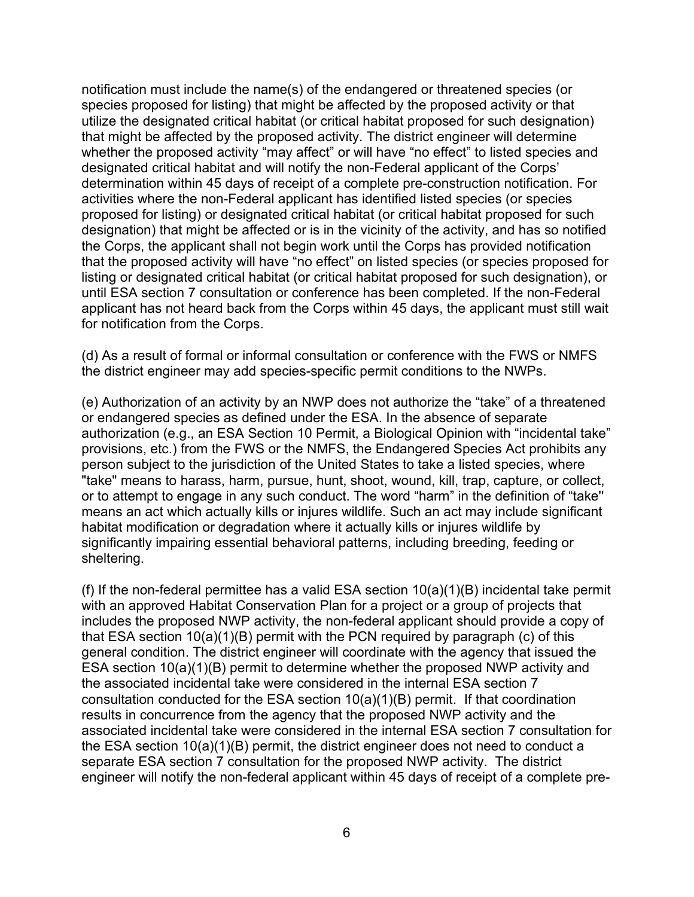notification must include the name(s) of the endangered or threatened species (or species proposed for listing) that might be affected by the proposed activity or that utilize the designated critical habitat (or critical habitat proposed for such designation) that might be affected by the proposed activity. The district engineer will determine whether the proposed activity "may affect" or will have "no effect" to listed species and designated critical habitat and will notify the non-Federal applicant of the Corps' determination within 45 days of receipt of a complete pre-construction notification. For activities where the non-Federal applicant has identified listed species (or species proposed for listing) or designated critical habitat (or critical habitat proposed for such designation) that might be affected or is in the vicinity of the activity, and has so notified the Corps, the applicant shall not begin work until the Corps has provided notification that the proposed activity will have "no effect" on listed species (or species proposed for listing or designated critical habitat (or critical habitat proposed for such designation), or until ESA section 7 consultation or conference has been completed. If the non-Federal applicant has not heard back from the Corps within 45 days, the applicant must still wait for notification from the Corps.

(d) As a result of formal or informal consultation or conference with the FWS or NMFS the district engineer may add species-specific permit conditions to the NWPs.

(e) Authorization of an activity by an NWP does not authorize the "take" of a threatened or endangered species as defined under the ESA. In the absence of separate authorization (e.g., an ESA Section 10 Permit, a Biological Opinion with "incidental take" provisions, etc.) from the FWS or the NMFS, the Endangered Species Act prohibits any person subject to the jurisdiction of the United States to take a listed species, where "take" means to harass, harm, pursue, hunt, shoot, wound, kill, trap, capture, or collect, or to attempt to engage in any such conduct. The word "harm" in the definition of "take" means an act which actually kills or injures wildlife. Such an act may include significant habitat modification or degradation where it actually kills or injures wildlife by significantly impairing essential behavioral patterns, including breeding, feeding or sheltering.

(f) If the non-federal permittee has a valid ESA section 10(a)(1)(B) incidental take permit with an approved Habitat Conservation Plan for a project or a group of projects that includes the proposed NWP activity, the non-federal applicant should provide a copy of that ESA section 10(a)(1)(B) permit with the PCN required by paragraph (c) of this general condition. The district engineer will coordinate with the agency that issued the ESA section 10(a)(1)(B) permit to determine whether the proposed NWP activity and the associated incidental take were considered in the internal ESA section 7 consultation conducted for the ESA section 10(a)(1)(B) permit. If that coordination results in concurrence from the agency that the proposed NWP activity and the associated incidental take were considered in the internal ESA section 7 consultation for the ESA section 10(a)(1)(B) permit, the district engineer does not need to conduct a separate ESA section 7 consultation for the proposed NWP activity. The district engineer will notify the non-federal applicant within 45 days of receipt of a complete pre-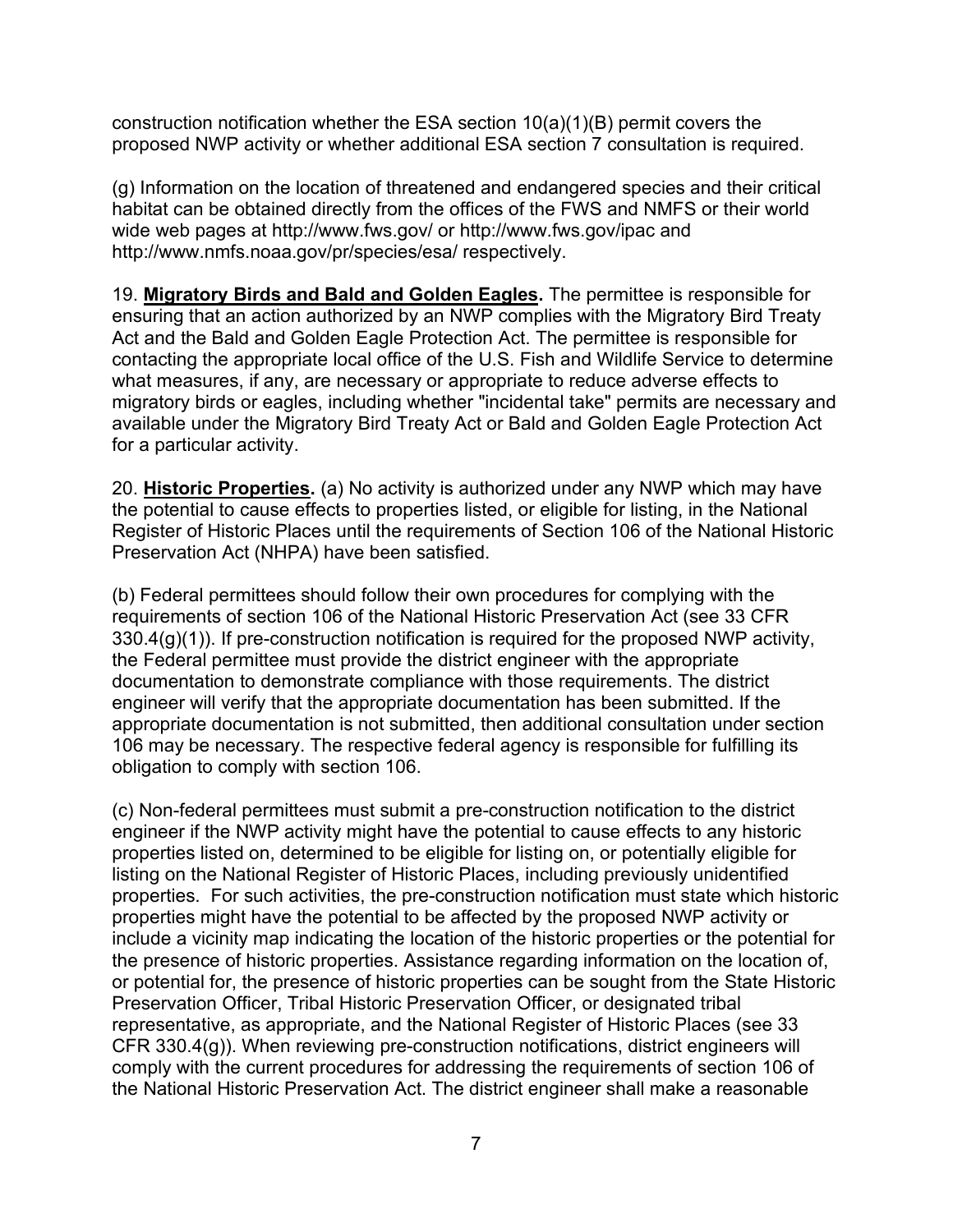construction notification whether the ESA section 10(a)(1)(B) permit covers the proposed NWP activity or whether additional ESA section 7 consultation is required.

(g) Information on the location of threatened and endangered species and their critical habitat can be obtained directly from the offices of the FWS and NMFS or their world wide web pages at http://www.fws.gov/ or http://www.fws.gov/ipac and http://www.nmfs.noaa.gov/pr/species/esa/ respectively.

19. **Migratory Birds and Bald and Golden Eagles.** The permittee is responsible for ensuring that an action authorized by an NWP complies with the Migratory Bird Treaty Act and the Bald and Golden Eagle Protection Act. The permittee is responsible for contacting the appropriate local office of the U.S. Fish and Wildlife Service to determine what measures, if any, are necessary or appropriate to reduce adverse effects to migratory birds or eagles, including whether "incidental take" permits are necessary and available under the Migratory Bird Treaty Act or Bald and Golden Eagle Protection Act for a particular activity.

20. **Historic Properties.** (a) No activity is authorized under any NWP which may have the potential to cause effects to properties listed, or eligible for listing, in the National Register of Historic Places until the requirements of Section 106 of the National Historic Preservation Act (NHPA) have been satisfied.

(b) Federal permittees should follow their own procedures for complying with the requirements of section 106 of the National Historic Preservation Act (see 33 CFR 330.4(g)(1)). If pre-construction notification is required for the proposed NWP activity, the Federal permittee must provide the district engineer with the appropriate documentation to demonstrate compliance with those requirements. The district engineer will verify that the appropriate documentation has been submitted. If the appropriate documentation is not submitted, then additional consultation under section 106 may be necessary. The respective federal agency is responsible for fulfilling its obligation to comply with section 106.

(c) Non-federal permittees must submit a pre-construction notification to the district engineer if the NWP activity might have the potential to cause effects to any historic properties listed on, determined to be eligible for listing on, or potentially eligible for listing on the National Register of Historic Places, including previously unidentified properties. For such activities, the pre-construction notification must state which historic properties might have the potential to be affected by the proposed NWP activity or include a vicinity map indicating the location of the historic properties or the potential for the presence of historic properties. Assistance regarding information on the location of, or potential for, the presence of historic properties can be sought from the State Historic Preservation Officer, Tribal Historic Preservation Officer, or designated tribal representative, as appropriate, and the National Register of Historic Places (see 33 CFR 330.4(g)). When reviewing pre-construction notifications, district engineers will comply with the current procedures for addressing the requirements of section 106 of the National Historic Preservation Act. The district engineer shall make a reasonable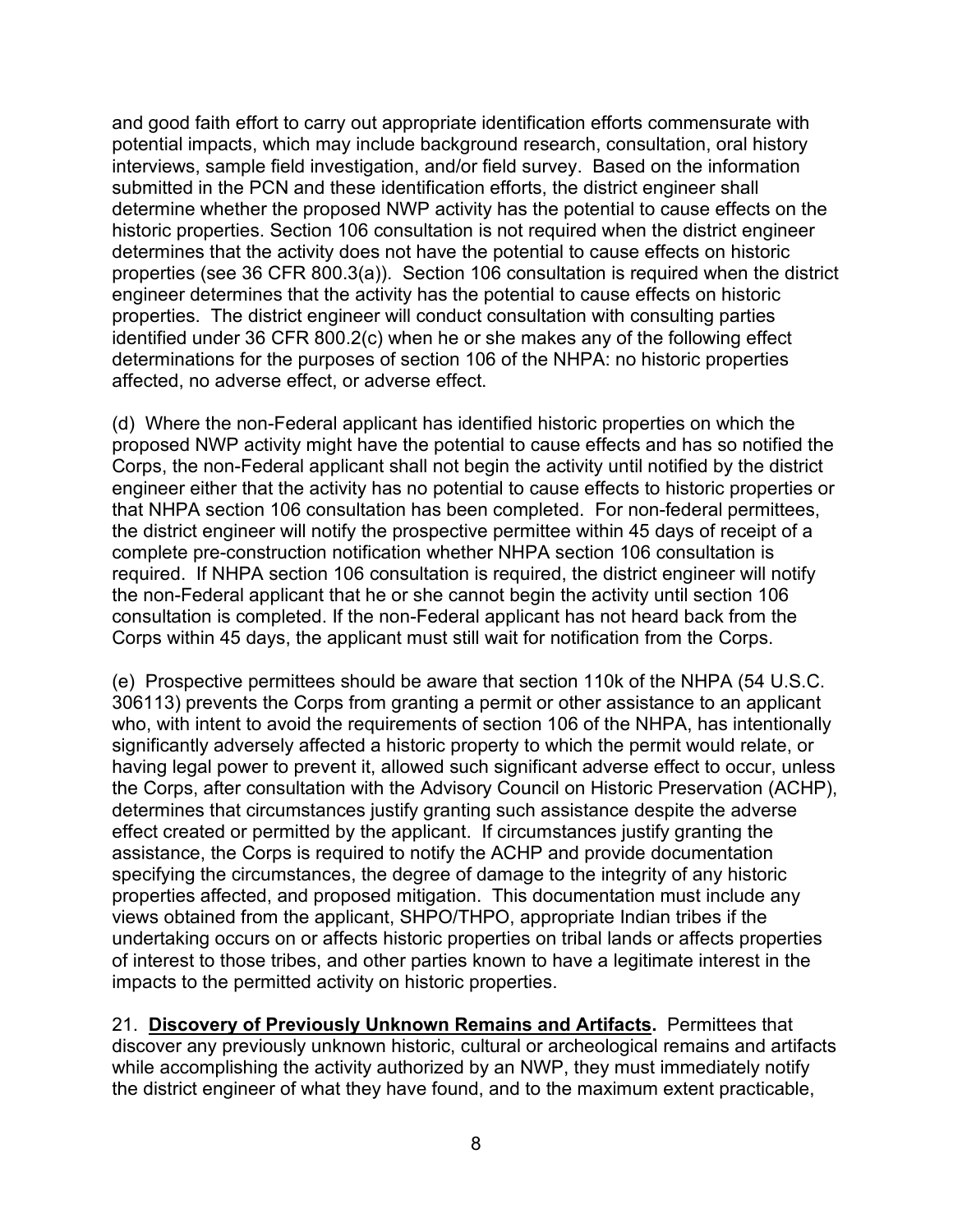and good faith effort to carry out appropriate identification efforts commensurate with potential impacts, which may include background research, consultation, oral history interviews, sample field investigation, and/or field survey. Based on the information submitted in the PCN and these identification efforts, the district engineer shall determine whether the proposed NWP activity has the potential to cause effects on the historic properties. Section 106 consultation is not required when the district engineer determines that the activity does not have the potential to cause effects on historic properties (see 36 CFR 800.3(a)). Section 106 consultation is required when the district engineer determines that the activity has the potential to cause effects on historic properties. The district engineer will conduct consultation with consulting parties identified under 36 CFR 800.2(c) when he or she makes any of the following effect determinations for the purposes of section 106 of the NHPA: no historic properties affected, no adverse effect, or adverse effect.

(d) Where the non-Federal applicant has identified historic properties on which the proposed NWP activity might have the potential to cause effects and has so notified the Corps, the non-Federal applicant shall not begin the activity until notified by the district engineer either that the activity has no potential to cause effects to historic properties or that NHPA section 106 consultation has been completed. For non-federal permittees, the district engineer will notify the prospective permittee within 45 days of receipt of a complete pre-construction notification whether NHPA section 106 consultation is required. If NHPA section 106 consultation is required, the district engineer will notify the non-Federal applicant that he or she cannot begin the activity until section 106 consultation is completed. If the non-Federal applicant has not heard back from the Corps within 45 days, the applicant must still wait for notification from the Corps.

(e) Prospective permittees should be aware that section 110k of the NHPA (54 U.S.C. 306113) prevents the Corps from granting a permit or other assistance to an applicant who, with intent to avoid the requirements of section 106 of the NHPA, has intentionally significantly adversely affected a historic property to which the permit would relate, or having legal power to prevent it, allowed such significant adverse effect to occur, unless the Corps, after consultation with the Advisory Council on Historic Preservation (ACHP), determines that circumstances justify granting such assistance despite the adverse effect created or permitted by the applicant. If circumstances justify granting the assistance, the Corps is required to notify the ACHP and provide documentation specifying the circumstances, the degree of damage to the integrity of any historic properties affected, and proposed mitigation. This documentation must include any views obtained from the applicant, SHPO/THPO, appropriate Indian tribes if the undertaking occurs on or affects historic properties on tribal lands or affects properties of interest to those tribes, and other parties known to have a legitimate interest in the impacts to the permitted activity on historic properties.

21. **Discovery of Previously Unknown Remains and Artifacts.** Permittees that discover any previously unknown historic, cultural or archeological remains and artifacts while accomplishing the activity authorized by an NWP, they must immediately notify the district engineer of what they have found, and to the maximum extent practicable,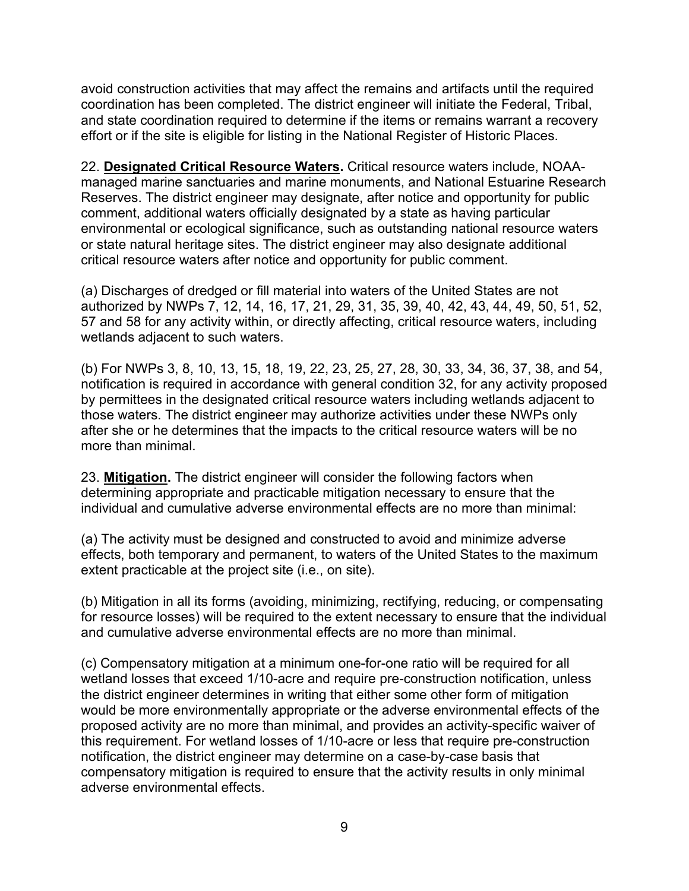avoid construction activities that may affect the remains and artifacts until the required coordination has been completed. The district engineer will initiate the Federal, Tribal, and state coordination required to determine if the items or remains warrant a recovery effort or if the site is eligible for listing in the National Register of Historic Places.

22. **Designated Critical Resource Waters.** Critical resource waters include, NOAA-managed marine sanctuaries and marine monuments, and National Estuarine Research Reserves. The district engineer may designate, after notice and opportunity for public comment, additional waters officially designated by a state as having particular environmental or ecological significance, such as outstanding national resource waters or state natural heritage sites. The district engineer may also designate additional critical resource waters after notice and opportunity for public comment.

(a) Discharges of dredged or fill material into waters of the United States are not authorized by NWPs 7, 12, 14, 16, 17, 21, 29, 31, 35, 39, 40, 42, 43, 44, 49, 50, 51, 52, 57 and 58 for any activity within, or directly affecting, critical resource waters, including wetlands adjacent to such waters.

(b) For NWPs 3, 8, 10, 13, 15, 18, 19, 22, 23, 25, 27, 28, 30, 33, 34, 36, 37, 38, and 54, notification is required in accordance with general condition 32, for any activity proposed by permittees in the designated critical resource waters including wetlands adjacent to those waters. The district engineer may authorize activities under these NWPs only after she or he determines that the impacts to the critical resource waters will be no more than minimal.

23. **Mitigation.** The district engineer will consider the following factors when determining appropriate and practicable mitigation necessary to ensure that the individual and cumulative adverse environmental effects are no more than minimal:

(a) The activity must be designed and constructed to avoid and minimize adverse effects, both temporary and permanent, to waters of the United States to the maximum extent practicable at the project site (i.e., on site).

(b) Mitigation in all its forms (avoiding, minimizing, rectifying, reducing, or compensating for resource losses) will be required to the extent necessary to ensure that the individual and cumulative adverse environmental effects are no more than minimal.

(c) Compensatory mitigation at a minimum one-for-one ratio will be required for all wetland losses that exceed 1/10-acre and require pre-construction notification, unless the district engineer determines in writing that either some other form of mitigation would be more environmentally appropriate or the adverse environmental effects of the proposed activity are no more than minimal, and provides an activity-specific waiver of this requirement. For wetland losses of 1/10-acre or less that require pre-construction notification, the district engineer may determine on a case-by-case basis that compensatory mitigation is required to ensure that the activity results in only minimal adverse environmental effects.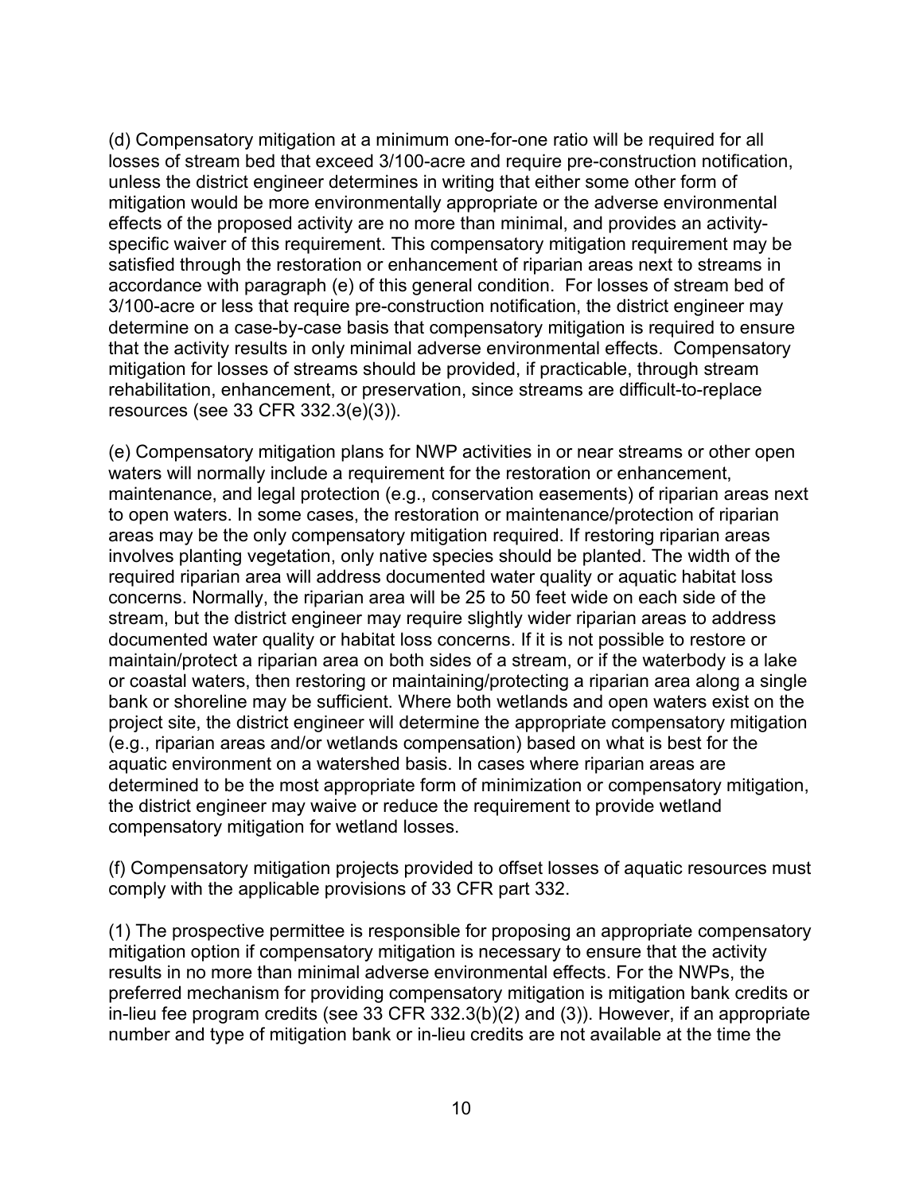(d) Compensatory mitigation at a minimum one-for-one ratio will be required for all losses of stream bed that exceed 3/100-acre and require pre-construction notification, unless the district engineer determines in writing that either some other form of mitigation would be more environmentally appropriate or the adverse environmental effects of the proposed activity are no more than minimal, and provides an activity-specific waiver of this requirement. This compensatory mitigation requirement may be satisfied through the restoration or enhancement of riparian areas next to streams in accordance with paragraph (e) of this general condition. For losses of stream bed of 3/100-acre or less that require pre-construction notification, the district engineer may determine on a case-by-case basis that compensatory mitigation is required to ensure that the activity results in only minimal adverse environmental effects. Compensatory mitigation for losses of streams should be provided, if practicable, through stream rehabilitation, enhancement, or preservation, since streams are difficult-to-replace resources (see 33 CFR 332.3(e)(3)).

(e) Compensatory mitigation plans for NWP activities in or near streams or other open waters will normally include a requirement for the restoration or enhancement, maintenance, and legal protection (e.g., conservation easements) of riparian areas next to open waters. In some cases, the restoration or maintenance/protection of riparian areas may be the only compensatory mitigation required. If restoring riparian areas involves planting vegetation, only native species should be planted. The width of the required riparian area will address documented water quality or aquatic habitat loss concerns. Normally, the riparian area will be 25 to 50 feet wide on each side of the stream, but the district engineer may require slightly wider riparian areas to address documented water quality or habitat loss concerns. If it is not possible to restore or maintain/protect a riparian area on both sides of a stream, or if the waterbody is a lake or coastal waters, then restoring or maintaining/protecting a riparian area along a single bank or shoreline may be sufficient. Where both wetlands and open waters exist on the project site, the district engineer will determine the appropriate compensatory mitigation (e.g., riparian areas and/or wetlands compensation) based on what is best for the aquatic environment on a watershed basis. In cases where riparian areas are determined to be the most appropriate form of minimization or compensatory mitigation, the district engineer may waive or reduce the requirement to provide wetland compensatory mitigation for wetland losses.

(f) Compensatory mitigation projects provided to offset losses of aquatic resources must comply with the applicable provisions of 33 CFR part 332.

(1) The prospective permittee is responsible for proposing an appropriate compensatory mitigation option if compensatory mitigation is necessary to ensure that the activity results in no more than minimal adverse environmental effects. For the NWPs, the preferred mechanism for providing compensatory mitigation is mitigation bank credits or in-lieu fee program credits (see 33 CFR 332.3(b)(2) and (3)). However, if an appropriate number and type of mitigation bank or in-lieu credits are not available at the time the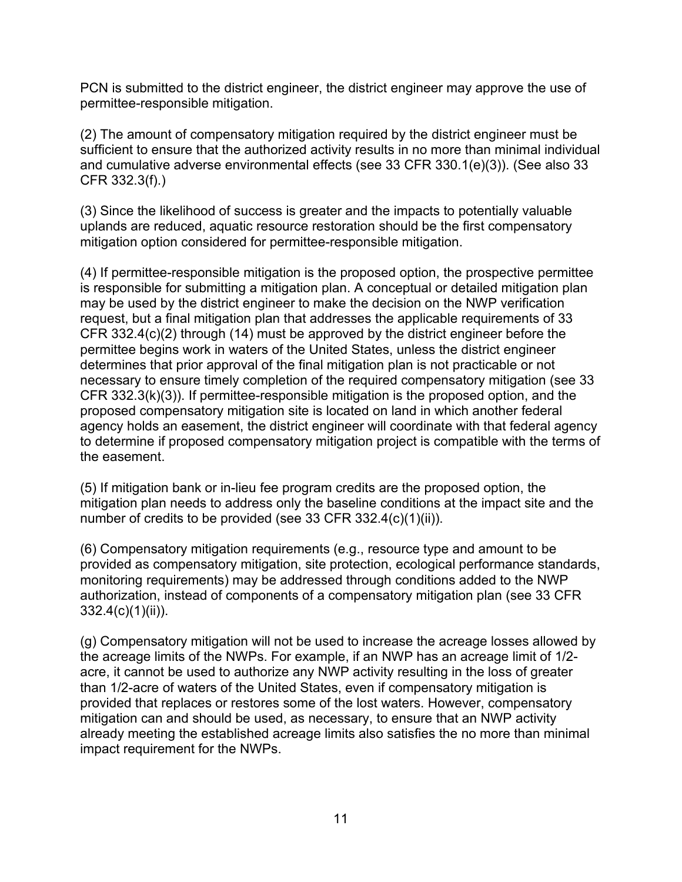PCN is submitted to the district engineer, the district engineer may approve the use of permittee-responsible mitigation.

(2) The amount of compensatory mitigation required by the district engineer must be sufficient to ensure that the authorized activity results in no more than minimal individual and cumulative adverse environmental effects (see 33 CFR 330.1(e)(3)). (See also 33 CFR 332.3(f).)

(3) Since the likelihood of success is greater and the impacts to potentially valuable uplands are reduced, aquatic resource restoration should be the first compensatory mitigation option considered for permittee-responsible mitigation.

(4) If permittee-responsible mitigation is the proposed option, the prospective permittee is responsible for submitting a mitigation plan. A conceptual or detailed mitigation plan may be used by the district engineer to make the decision on the NWP verification request, but a final mitigation plan that addresses the applicable requirements of 33 CFR 332.4(c)(2) through (14) must be approved by the district engineer before the permittee begins work in waters of the United States, unless the district engineer determines that prior approval of the final mitigation plan is not practicable or not necessary to ensure timely completion of the required compensatory mitigation (see 33 CFR 332.3(k)(3)). If permittee-responsible mitigation is the proposed option, and the proposed compensatory mitigation site is located on land in which another federal agency holds an easement, the district engineer will coordinate with that federal agency to determine if proposed compensatory mitigation project is compatible with the terms of the easement.

(5) If mitigation bank or in-lieu fee program credits are the proposed option, the mitigation plan needs to address only the baseline conditions at the impact site and the number of credits to be provided (see 33 CFR 332.4(c)(1)(ii)).

(6) Compensatory mitigation requirements (e.g., resource type and amount to be provided as compensatory mitigation, site protection, ecological performance standards, monitoring requirements) may be addressed through conditions added to the NWP authorization, instead of components of a compensatory mitigation plan (see 33 CFR 332.4(c)(1)(ii)).

(g) Compensatory mitigation will not be used to increase the acreage losses allowed by the acreage limits of the NWPs. For example, if an NWP has an acreage limit of 1/2-acre, it cannot be used to authorize any NWP activity resulting in the loss of greater than 1/2-acre of waters of the United States, even if compensatory mitigation is provided that replaces or restores some of the lost waters. However, compensatory mitigation can and should be used, as necessary, to ensure that an NWP activity already meeting the established acreage limits also satisfies the no more than minimal impact requirement for the NWPs.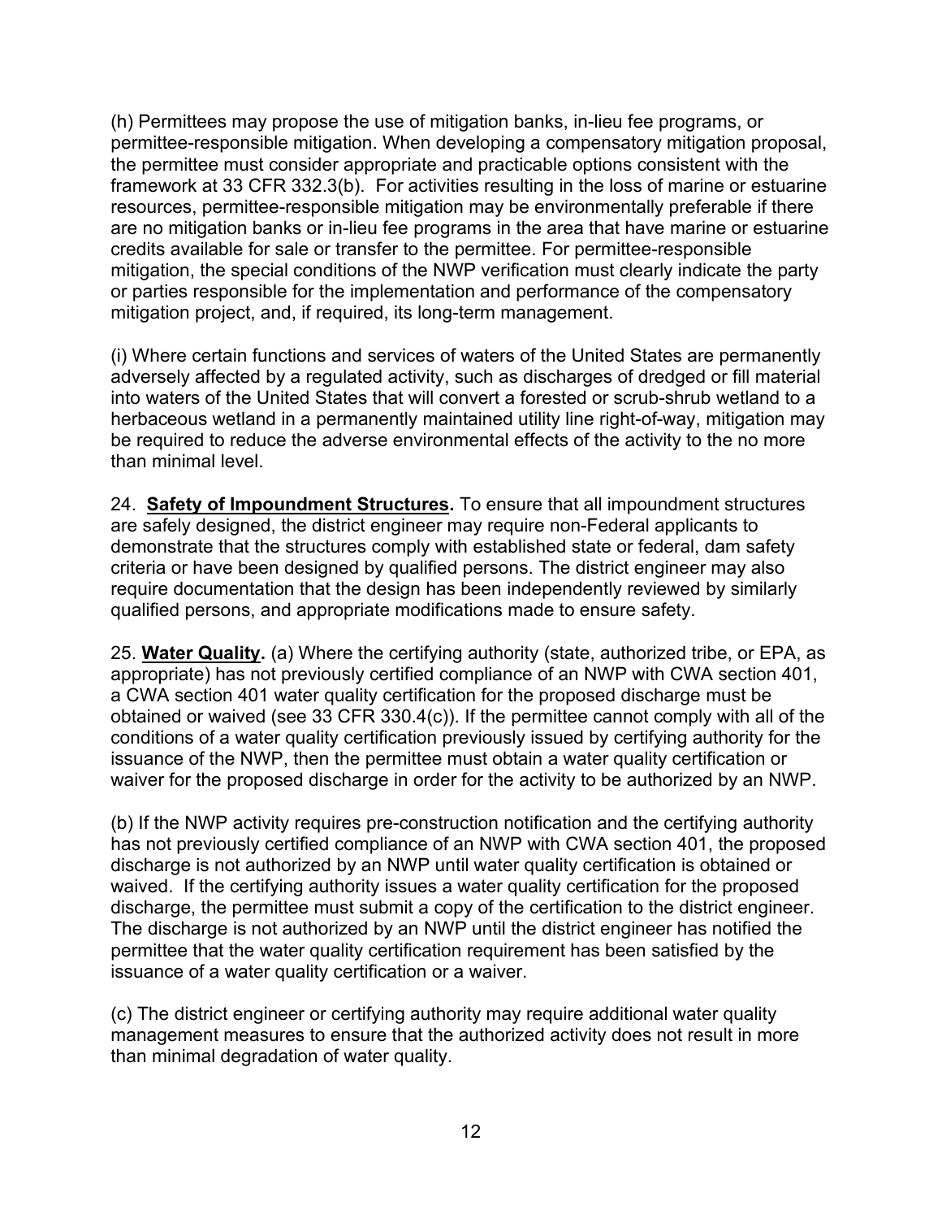(h) Permittees may propose the use of mitigation banks, in-lieu fee programs, or permittee-responsible mitigation. When developing a compensatory mitigation proposal, the permittee must consider appropriate and practicable options consistent with the framework at 33 CFR 332.3(b). For activities resulting in the loss of marine or estuarine resources, permittee-responsible mitigation may be environmentally preferable if there are no mitigation banks or in-lieu fee programs in the area that have marine or estuarine credits available for sale or transfer to the permittee. For permittee-responsible mitigation, the special conditions of the NWP verification must clearly indicate the party or parties responsible for the implementation and performance of the compensatory mitigation project, and, if required, its long-term management.

(i) Where certain functions and services of waters of the United States are permanently adversely affected by a regulated activity, such as discharges of dredged or fill material into waters of the United States that will convert a forested or scrub-shrub wetland to a herbaceous wetland in a permanently maintained utility line right-of-way, mitigation may be required to reduce the adverse environmental effects of the activity to the no more than minimal level.

24. **Safety of Impoundment Structures.** To ensure that all impoundment structures are safely designed, the district engineer may require non-Federal applicants to demonstrate that the structures comply with established state or federal, dam safety criteria or have been designed by qualified persons. The district engineer may also require documentation that the design has been independently reviewed by similarly qualified persons, and appropriate modifications made to ensure safety.

25. **Water Quality.** (a) Where the certifying authority (state, authorized tribe, or EPA, as appropriate) has not previously certified compliance of an NWP with CWA section 401, a CWA section 401 water quality certification for the proposed discharge must be obtained or waived (see 33 CFR 330.4(c)). If the permittee cannot comply with all of the conditions of a water quality certification previously issued by certifying authority for the issuance of the NWP, then the permittee must obtain a water quality certification or waiver for the proposed discharge in order for the activity to be authorized by an NWP.

(b) If the NWP activity requires pre-construction notification and the certifying authority has not previously certified compliance of an NWP with CWA section 401, the proposed discharge is not authorized by an NWP until water quality certification is obtained or waived. If the certifying authority issues a water quality certification for the proposed discharge, the permittee must submit a copy of the certification to the district engineer. The discharge is not authorized by an NWP until the district engineer has notified the permittee that the water quality certification requirement has been satisfied by the issuance of a water quality certification or a waiver.

(c) The district engineer or certifying authority may require additional water quality management measures to ensure that the authorized activity does not result in more than minimal degradation of water quality.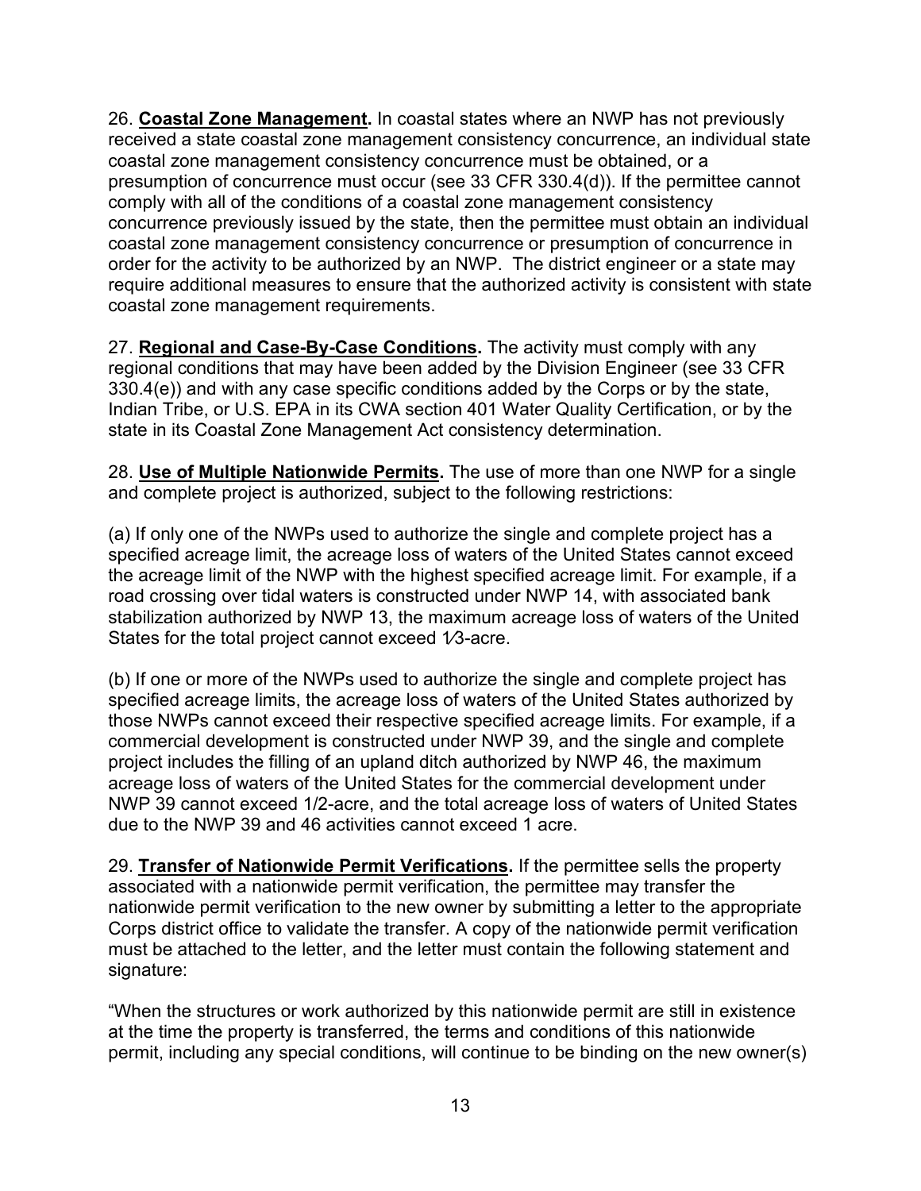26. **Coastal Zone Management.** In coastal states where an NWP has not previously received a state coastal zone management consistency concurrence, an individual state coastal zone management consistency concurrence must be obtained, or a presumption of concurrence must occur (see 33 CFR 330.4(d)). If the permittee cannot comply with all of the conditions of a coastal zone management consistency concurrence previously issued by the state, then the permittee must obtain an individual coastal zone management consistency concurrence or presumption of concurrence in order for the activity to be authorized by an NWP. The district engineer or a state may require additional measures to ensure that the authorized activity is consistent with state coastal zone management requirements.

27. **Regional and Case-By-Case Conditions.** The activity must comply with any regional conditions that may have been added by the Division Engineer (see 33 CFR 330.4(e)) and with any case specific conditions added by the Corps or by the state, Indian Tribe, or U.S. EPA in its CWA section 401 Water Quality Certification, or by the state in its Coastal Zone Management Act consistency determination.

28. **Use of Multiple Nationwide Permits.** The use of more than one NWP for a single and complete project is authorized, subject to the following restrictions:

(a) If only one of the NWPs used to authorize the single and complete project has a specified acreage limit, the acreage loss of waters of the United States cannot exceed the acreage limit of the NWP with the highest specified acreage limit. For example, if a road crossing over tidal waters is constructed under NWP 14, with associated bank stabilization authorized by NWP 13, the maximum acreage loss of waters of the United States for the total project cannot exceed 1⁄3-acre.

(b) If one or more of the NWPs used to authorize the single and complete project has specified acreage limits, the acreage loss of waters of the United States authorized by those NWPs cannot exceed their respective specified acreage limits. For example, if a commercial development is constructed under NWP 39, and the single and complete project includes the filling of an upland ditch authorized by NWP 46, the maximum acreage loss of waters of the United States for the commercial development under NWP 39 cannot exceed 1/2-acre, and the total acreage loss of waters of United States due to the NWP 39 and 46 activities cannot exceed 1 acre.

29. **Transfer of Nationwide Permit Verifications.** If the permittee sells the property associated with a nationwide permit verification, the permittee may transfer the nationwide permit verification to the new owner by submitting a letter to the appropriate Corps district office to validate the transfer. A copy of the nationwide permit verification must be attached to the letter, and the letter must contain the following statement and signature:

"When the structures or work authorized by this nationwide permit are still in existence at the time the property is transferred, the terms and conditions of this nationwide permit, including any special conditions, will continue to be binding on the new owner(s)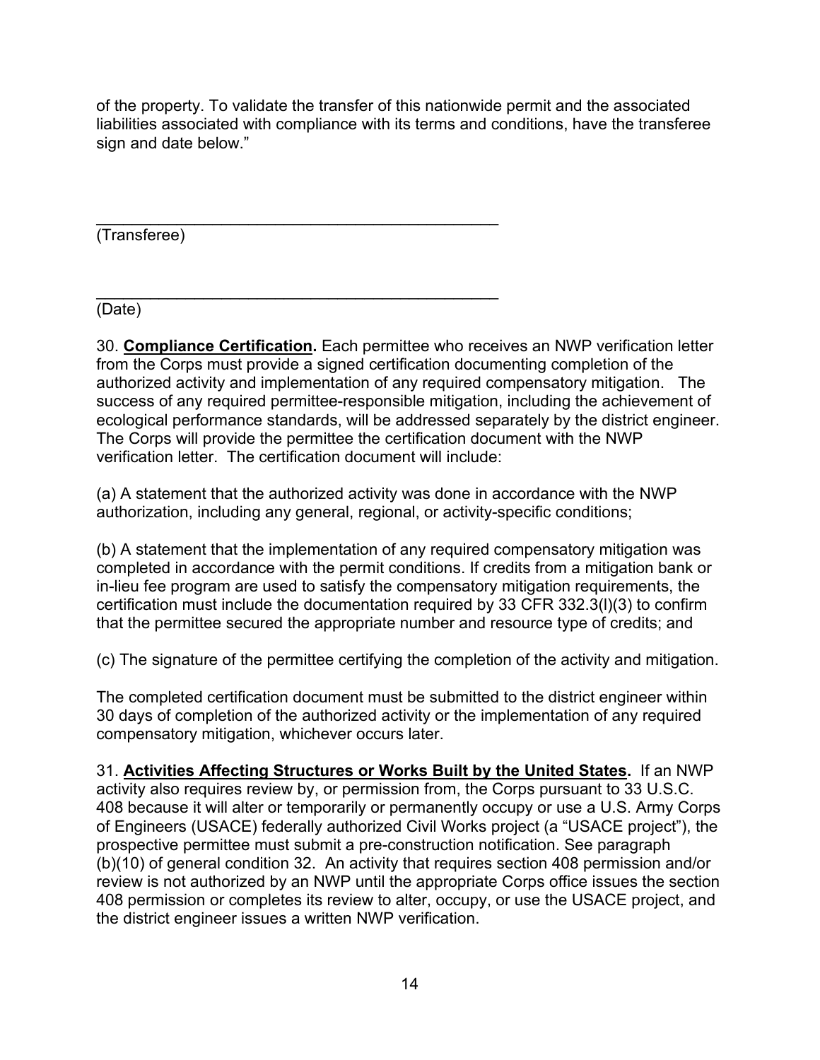of the property. To validate the transfer of this nationwide permit and the associated liabilities associated with compliance with its terms and conditions, have the transferee sign and date below."

_______________________________________________
(Transferee)

_______________________________________________
(Date)

30. **<u>Compliance Certification</u>.** Each permittee who receives an NWP verification letter from the Corps must provide a signed certification documenting completion of the authorized activity and implementation of any required compensatory mitigation. The success of any required permittee-responsible mitigation, including the achievement of ecological performance standards, will be addressed separately by the district engineer. The Corps will provide the permittee the certification document with the NWP verification letter. The certification document will include:

(a) A statement that the authorized activity was done in accordance with the NWP authorization, including any general, regional, or activity-specific conditions;

(b) A statement that the implementation of any required compensatory mitigation was completed in accordance with the permit conditions. If credits from a mitigation bank or in-lieu fee program are used to satisfy the compensatory mitigation requirements, the certification must include the documentation required by 33 CFR 332.3(l)(3) to confirm that the permittee secured the appropriate number and resource type of credits; and

(c) The signature of the permittee certifying the completion of the activity and mitigation.

The completed certification document must be submitted to the district engineer within 30 days of completion of the authorized activity or the implementation of any required compensatory mitigation, whichever occurs later.

31. **<u>Activities Affecting Structures or Works Built by the United States</u>.** If an NWP activity also requires review by, or permission from, the Corps pursuant to 33 U.S.C. 408 because it will alter or temporarily or permanently occupy or use a U.S. Army Corps of Engineers (USACE) federally authorized Civil Works project (a "USACE project"), the prospective permittee must submit a pre-construction notification. See paragraph (b)(10) of general condition 32. An activity that requires section 408 permission and/or review is not authorized by an NWP until the appropriate Corps office issues the section 408 permission or completes its review to alter, occupy, or use the USACE project, and the district engineer issues a written NWP verification.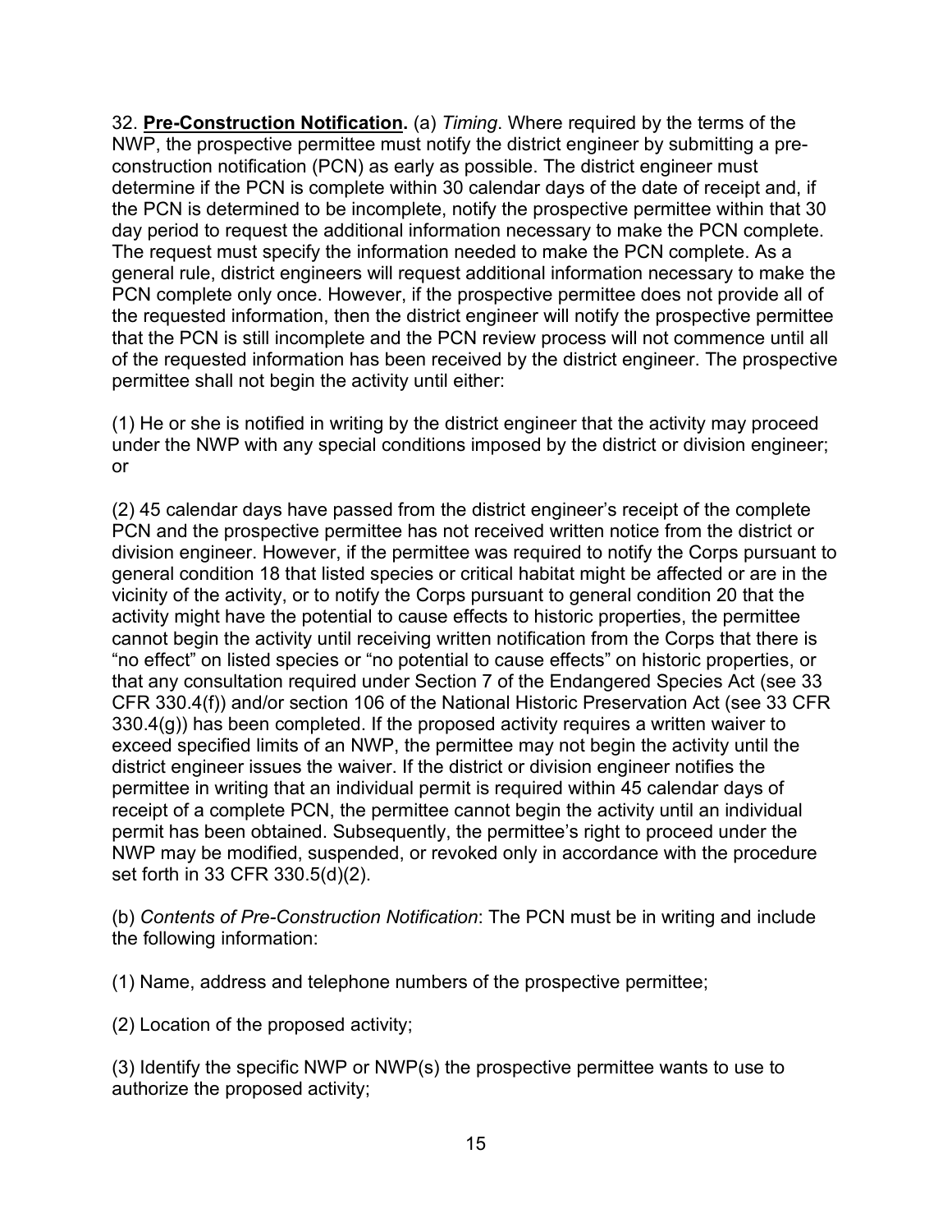32. **Pre-Construction Notification.** (a) *Timing*. Where required by the terms of the NWP, the prospective permittee must notify the district engineer by submitting a pre-construction notification (PCN) as early as possible. The district engineer must determine if the PCN is complete within 30 calendar days of the date of receipt and, if the PCN is determined to be incomplete, notify the prospective permittee within that 30 day period to request the additional information necessary to make the PCN complete. The request must specify the information needed to make the PCN complete. As a general rule, district engineers will request additional information necessary to make the PCN complete only once. However, if the prospective permittee does not provide all of the requested information, then the district engineer will notify the prospective permittee that the PCN is still incomplete and the PCN review process will not commence until all of the requested information has been received by the district engineer. The prospective permittee shall not begin the activity until either:

(1) He or she is notified in writing by the district engineer that the activity may proceed under the NWP with any special conditions imposed by the district or division engineer; or

(2) 45 calendar days have passed from the district engineer's receipt of the complete PCN and the prospective permittee has not received written notice from the district or division engineer. However, if the permittee was required to notify the Corps pursuant to general condition 18 that listed species or critical habitat might be affected or are in the vicinity of the activity, or to notify the Corps pursuant to general condition 20 that the activity might have the potential to cause effects to historic properties, the permittee cannot begin the activity until receiving written notification from the Corps that there is "no effect" on listed species or "no potential to cause effects" on historic properties, or that any consultation required under Section 7 of the Endangered Species Act (see 33 CFR 330.4(f)) and/or section 106 of the National Historic Preservation Act (see 33 CFR 330.4(g)) has been completed. If the proposed activity requires a written waiver to exceed specified limits of an NWP, the permittee may not begin the activity until the district engineer issues the waiver. If the district or division engineer notifies the permittee in writing that an individual permit is required within 45 calendar days of receipt of a complete PCN, the permittee cannot begin the activity until an individual permit has been obtained. Subsequently, the permittee's right to proceed under the NWP may be modified, suspended, or revoked only in accordance with the procedure set forth in 33 CFR 330.5(d)(2).

(b) *Contents of Pre-Construction Notification*: The PCN must be in writing and include the following information:

(1) Name, address and telephone numbers of the prospective permittee;

(2) Location of the proposed activity;

(3) Identify the specific NWP or NWP(s) the prospective permittee wants to use to authorize the proposed activity;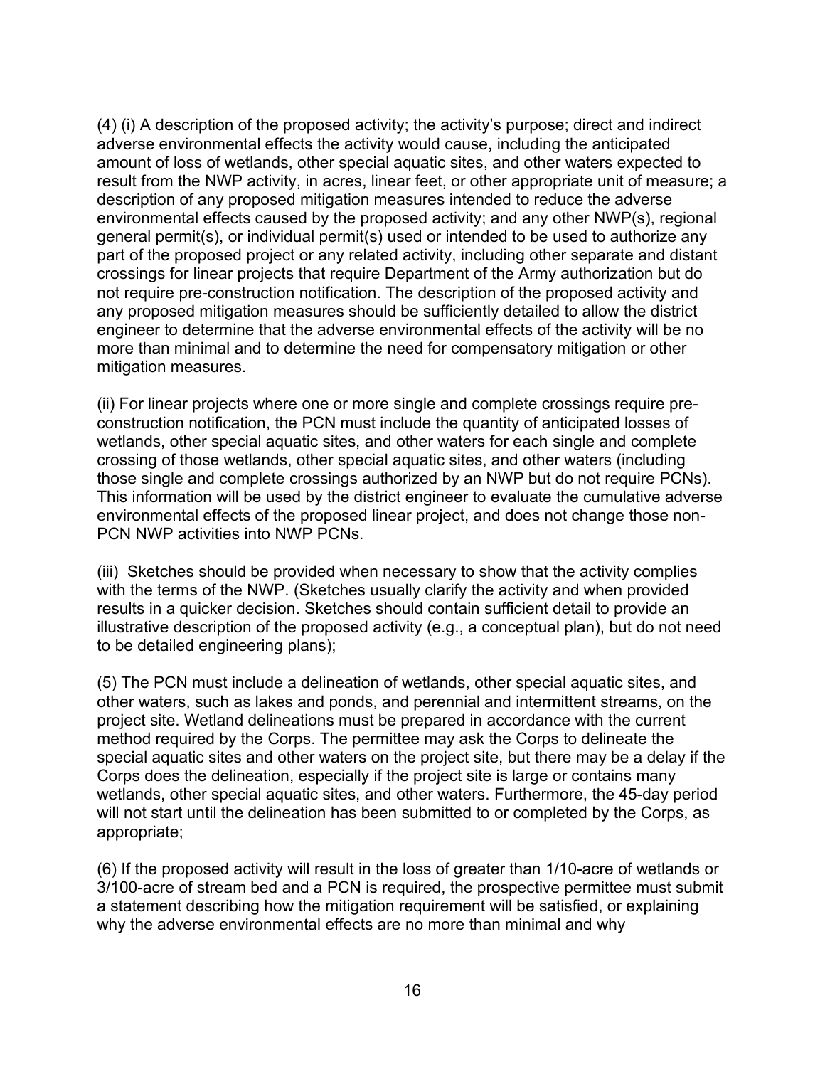(4) (i) A description of the proposed activity; the activity's purpose; direct and indirect adverse environmental effects the activity would cause, including the anticipated amount of loss of wetlands, other special aquatic sites, and other waters expected to result from the NWP activity, in acres, linear feet, or other appropriate unit of measure; a description of any proposed mitigation measures intended to reduce the adverse environmental effects caused by the proposed activity; and any other NWP(s), regional general permit(s), or individual permit(s) used or intended to be used to authorize any part of the proposed project or any related activity, including other separate and distant crossings for linear projects that require Department of the Army authorization but do not require pre-construction notification. The description of the proposed activity and any proposed mitigation measures should be sufficiently detailed to allow the district engineer to determine that the adverse environmental effects of the activity will be no more than minimal and to determine the need for compensatory mitigation or other mitigation measures.

(ii) For linear projects where one or more single and complete crossings require pre-construction notification, the PCN must include the quantity of anticipated losses of wetlands, other special aquatic sites, and other waters for each single and complete crossing of those wetlands, other special aquatic sites, and other waters (including those single and complete crossings authorized by an NWP but do not require PCNs). This information will be used by the district engineer to evaluate the cumulative adverse environmental effects of the proposed linear project, and does not change those non-PCN NWP activities into NWP PCNs.

(iii) Sketches should be provided when necessary to show that the activity complies with the terms of the NWP. (Sketches usually clarify the activity and when provided results in a quicker decision. Sketches should contain sufficient detail to provide an illustrative description of the proposed activity (e.g., a conceptual plan), but do not need to be detailed engineering plans);

(5) The PCN must include a delineation of wetlands, other special aquatic sites, and other waters, such as lakes and ponds, and perennial and intermittent streams, on the project site. Wetland delineations must be prepared in accordance with the current method required by the Corps. The permittee may ask the Corps to delineate the special aquatic sites and other waters on the project site, but there may be a delay if the Corps does the delineation, especially if the project site is large or contains many wetlands, other special aquatic sites, and other waters. Furthermore, the 45-day period will not start until the delineation has been submitted to or completed by the Corps, as appropriate;

(6) If the proposed activity will result in the loss of greater than 1/10-acre of wetlands or 3/100-acre of stream bed and a PCN is required, the prospective permittee must submit a statement describing how the mitigation requirement will be satisfied, or explaining why the adverse environmental effects are no more than minimal and why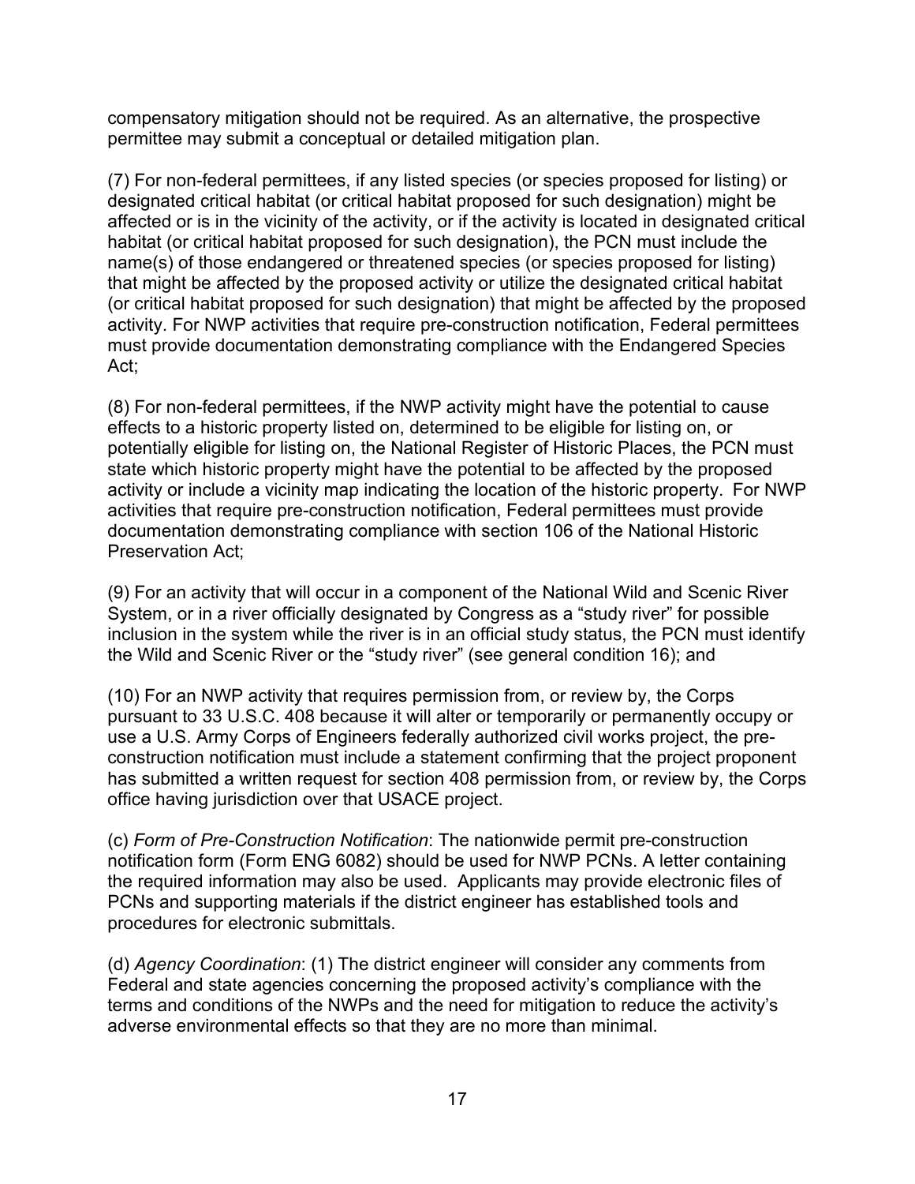compensatory mitigation should not be required. As an alternative, the prospective permittee may submit a conceptual or detailed mitigation plan.

(7) For non-federal permittees, if any listed species (or species proposed for listing) or designated critical habitat (or critical habitat proposed for such designation) might be affected or is in the vicinity of the activity, or if the activity is located in designated critical habitat (or critical habitat proposed for such designation), the PCN must include the name(s) of those endangered or threatened species (or species proposed for listing) that might be affected by the proposed activity or utilize the designated critical habitat (or critical habitat proposed for such designation) that might be affected by the proposed activity. For NWP activities that require pre-construction notification, Federal permittees must provide documentation demonstrating compliance with the Endangered Species Act;

(8) For non-federal permittees, if the NWP activity might have the potential to cause effects to a historic property listed on, determined to be eligible for listing on, or potentially eligible for listing on, the National Register of Historic Places, the PCN must state which historic property might have the potential to be affected by the proposed activity or include a vicinity map indicating the location of the historic property. For NWP activities that require pre-construction notification, Federal permittees must provide documentation demonstrating compliance with section 106 of the National Historic Preservation Act;

(9) For an activity that will occur in a component of the National Wild and Scenic River System, or in a river officially designated by Congress as a "study river" for possible inclusion in the system while the river is in an official study status, the PCN must identify the Wild and Scenic River or the "study river" (see general condition 16); and

(10) For an NWP activity that requires permission from, or review by, the Corps pursuant to 33 U.S.C. 408 because it will alter or temporarily or permanently occupy or use a U.S. Army Corps of Engineers federally authorized civil works project, the pre-construction notification must include a statement confirming that the project proponent has submitted a written request for section 408 permission from, or review by, the Corps office having jurisdiction over that USACE project.

(c) *Form of Pre-Construction Notification*: The nationwide permit pre-construction notification form (Form ENG 6082) should be used for NWP PCNs. A letter containing the required information may also be used. Applicants may provide electronic files of PCNs and supporting materials if the district engineer has established tools and procedures for electronic submittals.

(d) *Agency Coordination*: (1) The district engineer will consider any comments from Federal and state agencies concerning the proposed activity's compliance with the terms and conditions of the NWPs and the need for mitigation to reduce the activity's adverse environmental effects so that they are no more than minimal.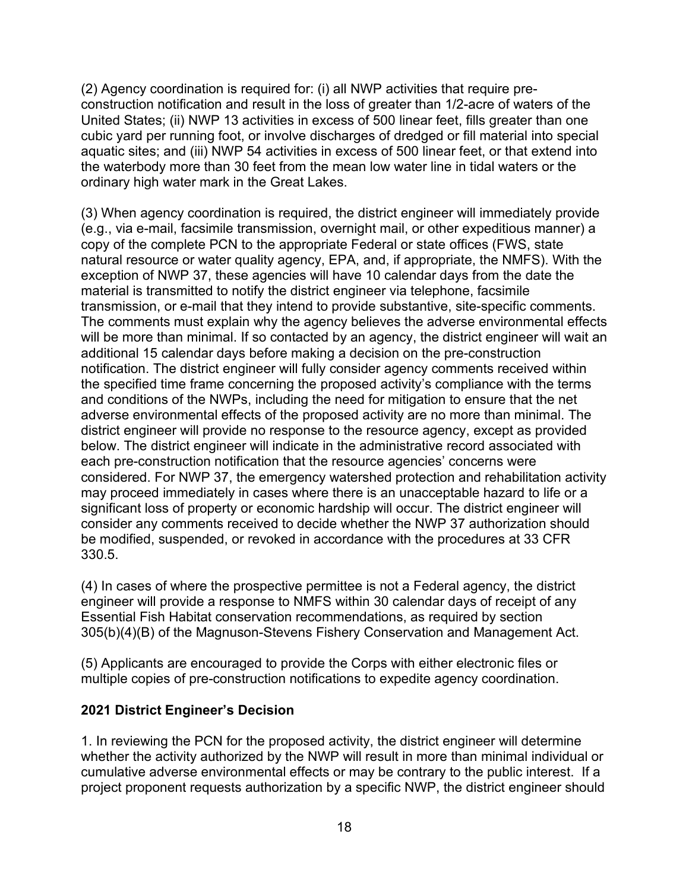(2) Agency coordination is required for: (i) all NWP activities that require pre-construction notification and result in the loss of greater than 1/2-acre of waters of the United States; (ii) NWP 13 activities in excess of 500 linear feet, fills greater than one cubic yard per running foot, or involve discharges of dredged or fill material into special aquatic sites; and (iii) NWP 54 activities in excess of 500 linear feet, or that extend into the waterbody more than 30 feet from the mean low water line in tidal waters or the ordinary high water mark in the Great Lakes.

(3) When agency coordination is required, the district engineer will immediately provide (e.g., via e-mail, facsimile transmission, overnight mail, or other expeditious manner) a copy of the complete PCN to the appropriate Federal or state offices (FWS, state natural resource or water quality agency, EPA, and, if appropriate, the NMFS). With the exception of NWP 37, these agencies will have 10 calendar days from the date the material is transmitted to notify the district engineer via telephone, facsimile transmission, or e-mail that they intend to provide substantive, site-specific comments. The comments must explain why the agency believes the adverse environmental effects will be more than minimal. If so contacted by an agency, the district engineer will wait an additional 15 calendar days before making a decision on the pre-construction notification. The district engineer will fully consider agency comments received within the specified time frame concerning the proposed activity's compliance with the terms and conditions of the NWPs, including the need for mitigation to ensure that the net adverse environmental effects of the proposed activity are no more than minimal. The district engineer will provide no response to the resource agency, except as provided below. The district engineer will indicate in the administrative record associated with each pre-construction notification that the resource agencies' concerns were considered. For NWP 37, the emergency watershed protection and rehabilitation activity may proceed immediately in cases where there is an unacceptable hazard to life or a significant loss of property or economic hardship will occur. The district engineer will consider any comments received to decide whether the NWP 37 authorization should be modified, suspended, or revoked in accordance with the procedures at 33 CFR 330.5.

(4) In cases of where the prospective permittee is not a Federal agency, the district engineer will provide a response to NMFS within 30 calendar days of receipt of any Essential Fish Habitat conservation recommendations, as required by section 305(b)(4)(B) of the Magnuson-Stevens Fishery Conservation and Management Act.

(5) Applicants are encouraged to provide the Corps with either electronic files or multiple copies of pre-construction notifications to expedite agency coordination.

**2021 District Engineer's Decision**

1. In reviewing the PCN for the proposed activity, the district engineer will determine whether the activity authorized by the NWP will result in more than minimal individual or cumulative adverse environmental effects or may be contrary to the public interest. If a project proponent requests authorization by a specific NWP, the district engineer should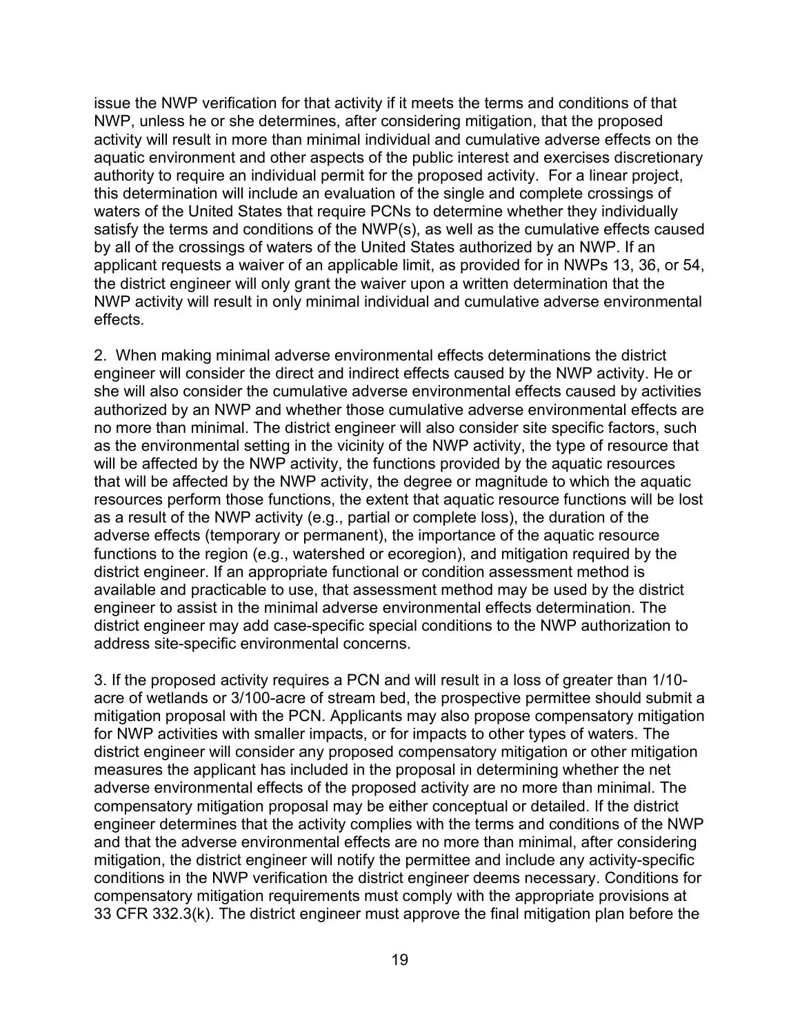issue the NWP verification for that activity if it meets the terms and conditions of that NWP, unless he or she determines, after considering mitigation, that the proposed activity will result in more than minimal individual and cumulative adverse effects on the aquatic environment and other aspects of the public interest and exercises discretionary authority to require an individual permit for the proposed activity. For a linear project, this determination will include an evaluation of the single and complete crossings of waters of the United States that require PCNs to determine whether they individually satisfy the terms and conditions of the NWP(s), as well as the cumulative effects caused by all of the crossings of waters of the United States authorized by an NWP. If an applicant requests a waiver of an applicable limit, as provided for in NWPs 13, 36, or 54, the district engineer will only grant the waiver upon a written determination that the NWP activity will result in only minimal individual and cumulative adverse environmental effects.

2. When making minimal adverse environmental effects determinations the district engineer will consider the direct and indirect effects caused by the NWP activity. He or she will also consider the cumulative adverse environmental effects caused by activities authorized by an NWP and whether those cumulative adverse environmental effects are no more than minimal. The district engineer will also consider site specific factors, such as the environmental setting in the vicinity of the NWP activity, the type of resource that will be affected by the NWP activity, the functions provided by the aquatic resources that will be affected by the NWP activity, the degree or magnitude to which the aquatic resources perform those functions, the extent that aquatic resource functions will be lost as a result of the NWP activity (e.g., partial or complete loss), the duration of the adverse effects (temporary or permanent), the importance of the aquatic resource functions to the region (e.g., watershed or ecoregion), and mitigation required by the district engineer. If an appropriate functional or condition assessment method is available and practicable to use, that assessment method may be used by the district engineer to assist in the minimal adverse environmental effects determination. The district engineer may add case-specific special conditions to the NWP authorization to address site-specific environmental concerns.

3. If the proposed activity requires a PCN and will result in a loss of greater than 1/10-acre of wetlands or 3/100-acre of stream bed, the prospective permittee should submit a mitigation proposal with the PCN. Applicants may also propose compensatory mitigation for NWP activities with smaller impacts, or for impacts to other types of waters. The district engineer will consider any proposed compensatory mitigation or other mitigation measures the applicant has included in the proposal in determining whether the net adverse environmental effects of the proposed activity are no more than minimal. The compensatory mitigation proposal may be either conceptual or detailed. If the district engineer determines that the activity complies with the terms and conditions of the NWP and that the adverse environmental effects are no more than minimal, after considering mitigation, the district engineer will notify the permittee and include any activity-specific conditions in the NWP verification the district engineer deems necessary. Conditions for compensatory mitigation requirements must comply with the appropriate provisions at 33 CFR 332.3(k). The district engineer must approve the final mitigation plan before the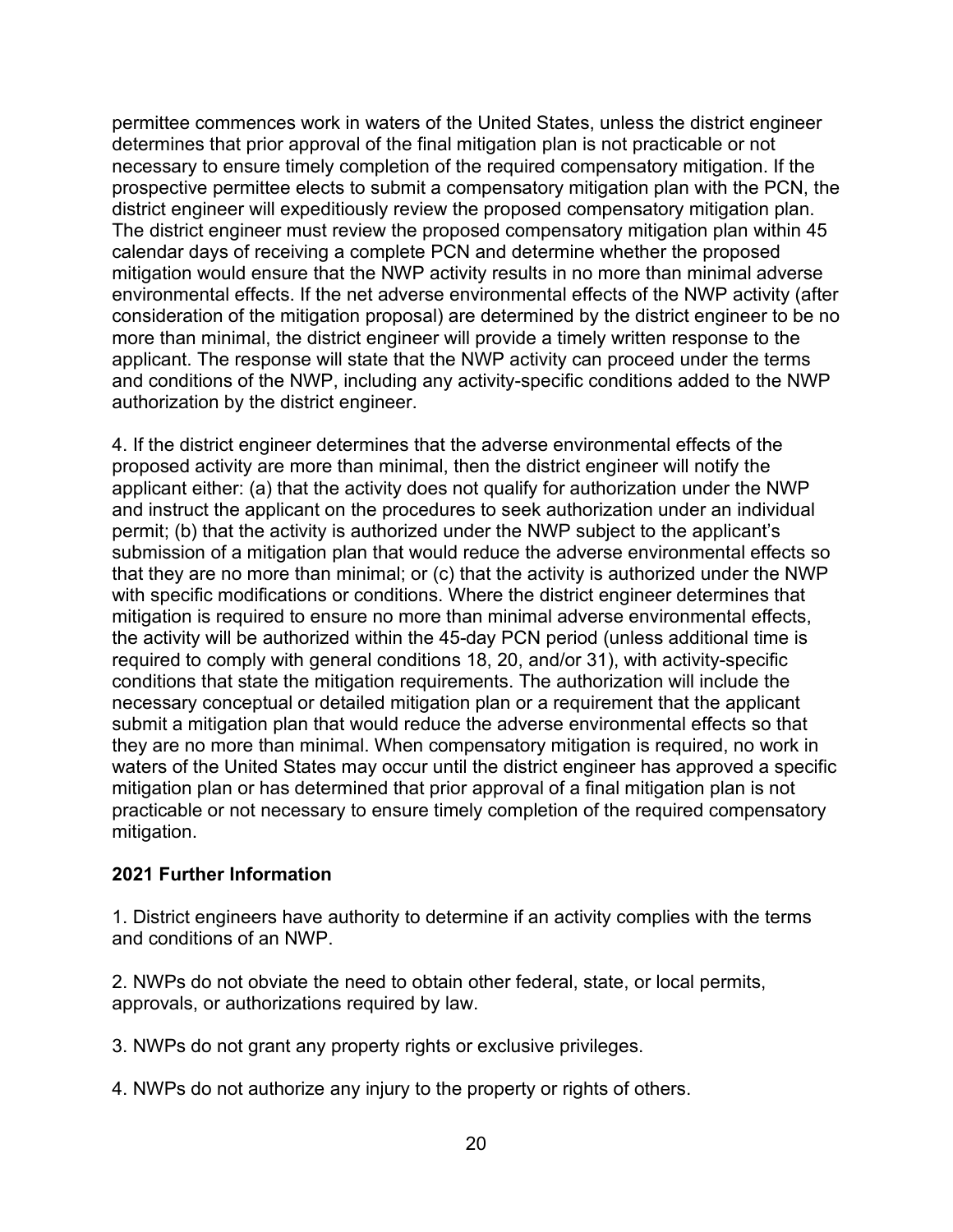permittee commences work in waters of the United States, unless the district engineer determines that prior approval of the final mitigation plan is not practicable or not necessary to ensure timely completion of the required compensatory mitigation. If the prospective permittee elects to submit a compensatory mitigation plan with the PCN, the district engineer will expeditiously review the proposed compensatory mitigation plan. The district engineer must review the proposed compensatory mitigation plan within 45 calendar days of receiving a complete PCN and determine whether the proposed mitigation would ensure that the NWP activity results in no more than minimal adverse environmental effects. If the net adverse environmental effects of the NWP activity (after consideration of the mitigation proposal) are determined by the district engineer to be no more than minimal, the district engineer will provide a timely written response to the applicant. The response will state that the NWP activity can proceed under the terms and conditions of the NWP, including any activity-specific conditions added to the NWP authorization by the district engineer.

4. If the district engineer determines that the adverse environmental effects of the proposed activity are more than minimal, then the district engineer will notify the applicant either: (a) that the activity does not qualify for authorization under the NWP and instruct the applicant on the procedures to seek authorization under an individual permit; (b) that the activity is authorized under the NWP subject to the applicant's submission of a mitigation plan that would reduce the adverse environmental effects so that they are no more than minimal; or (c) that the activity is authorized under the NWP with specific modifications or conditions. Where the district engineer determines that mitigation is required to ensure no more than minimal adverse environmental effects, the activity will be authorized within the 45-day PCN period (unless additional time is required to comply with general conditions 18, 20, and/or 31), with activity-specific conditions that state the mitigation requirements. The authorization will include the necessary conceptual or detailed mitigation plan or a requirement that the applicant submit a mitigation plan that would reduce the adverse environmental effects so that they are no more than minimal. When compensatory mitigation is required, no work in waters of the United States may occur until the district engineer has approved a specific mitigation plan or has determined that prior approval of a final mitigation plan is not practicable or not necessary to ensure timely completion of the required compensatory mitigation.

**2021 Further Information**

1. District engineers have authority to determine if an activity complies with the terms and conditions of an NWP.

2. NWPs do not obviate the need to obtain other federal, state, or local permits, approvals, or authorizations required by law.

3. NWPs do not grant any property rights or exclusive privileges.

4. NWPs do not authorize any injury to the property or rights of others.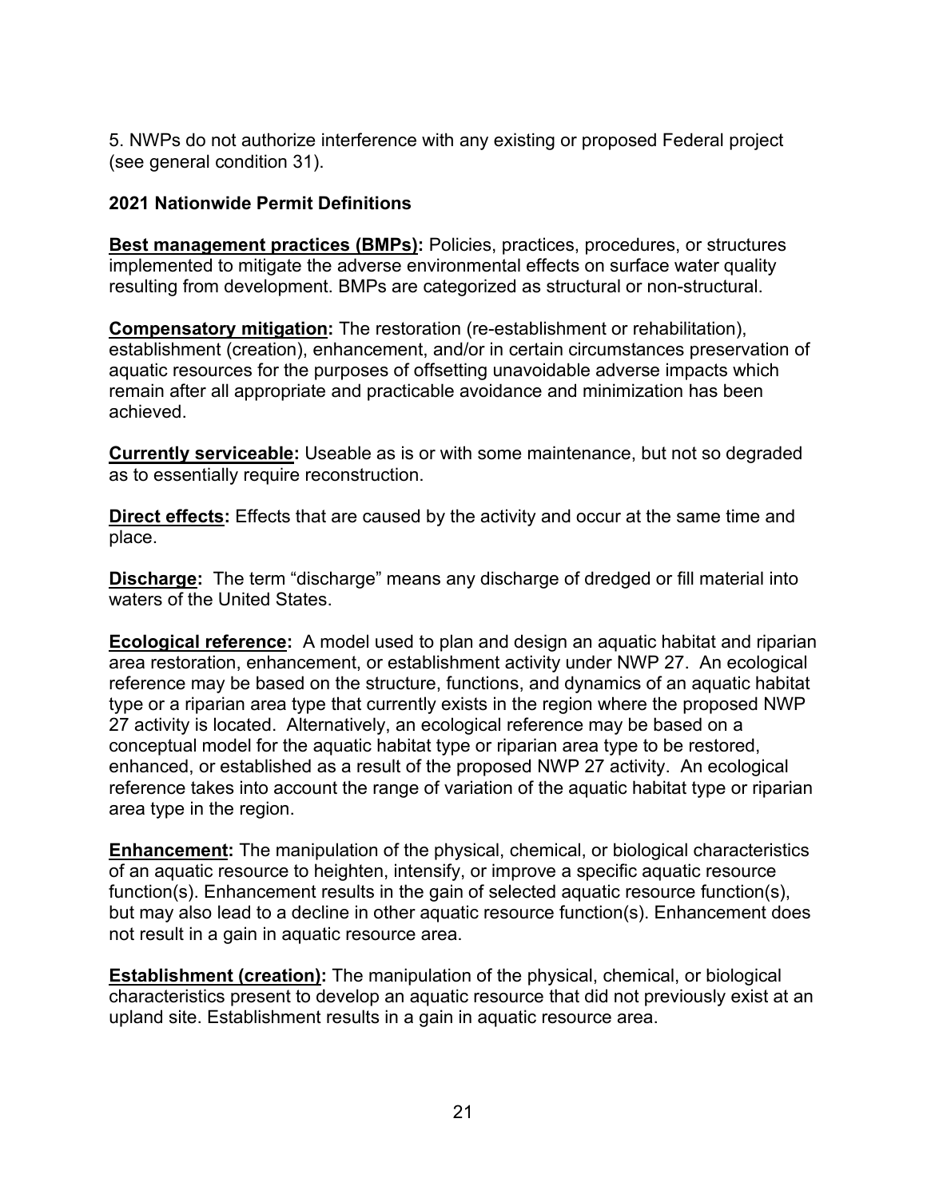5. NWPs do not authorize interference with any existing or proposed Federal project (see general condition 31).

## 2021 Nationwide Permit Definitions

**Best management practices (BMPs):** Policies, practices, procedures, or structures implemented to mitigate the adverse environmental effects on surface water quality resulting from development. BMPs are categorized as structural or non-structural.

**Compensatory mitigation:** The restoration (re-establishment or rehabilitation), establishment (creation), enhancement, and/or in certain circumstances preservation of aquatic resources for the purposes of offsetting unavoidable adverse impacts which remain after all appropriate and practicable avoidance and minimization has been achieved.

**Currently serviceable:** Useable as is or with some maintenance, but not so degraded as to essentially require reconstruction.

**Direct effects:** Effects that are caused by the activity and occur at the same time and place.

**Discharge:** The term "discharge" means any discharge of dredged or fill material into waters of the United States.

**Ecological reference:** A model used to plan and design an aquatic habitat and riparian area restoration, enhancement, or establishment activity under NWP 27. An ecological reference may be based on the structure, functions, and dynamics of an aquatic habitat type or a riparian area type that currently exists in the region where the proposed NWP 27 activity is located. Alternatively, an ecological reference may be based on a conceptual model for the aquatic habitat type or riparian area type to be restored, enhanced, or established as a result of the proposed NWP 27 activity. An ecological reference takes into account the range of variation of the aquatic habitat type or riparian area type in the region.

**Enhancement:** The manipulation of the physical, chemical, or biological characteristics of an aquatic resource to heighten, intensify, or improve a specific aquatic resource function(s). Enhancement results in the gain of selected aquatic resource function(s), but may also lead to a decline in other aquatic resource function(s). Enhancement does not result in a gain in aquatic resource area.

**Establishment (creation):** The manipulation of the physical, chemical, or biological characteristics present to develop an aquatic resource that did not previously exist at an upland site. Establishment results in a gain in aquatic resource area.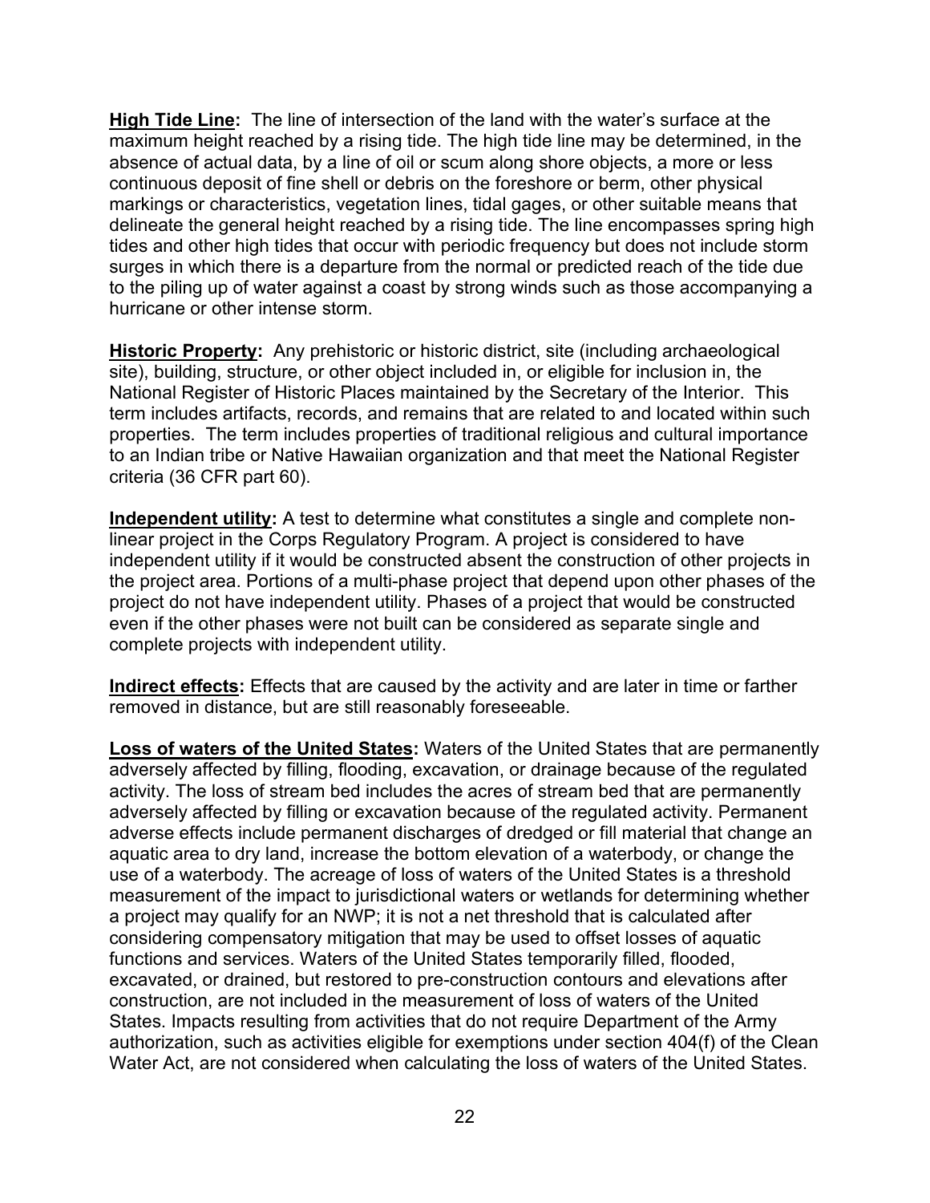**High Tide Line:** The line of intersection of the land with the water's surface at the maximum height reached by a rising tide. The high tide line may be determined, in the absence of actual data, by a line of oil or scum along shore objects, a more or less continuous deposit of fine shell or debris on the foreshore or berm, other physical markings or characteristics, vegetation lines, tidal gages, or other suitable means that delineate the general height reached by a rising tide. The line encompasses spring high tides and other high tides that occur with periodic frequency but does not include storm surges in which there is a departure from the normal or predicted reach of the tide due to the piling up of water against a coast by strong winds such as those accompanying a hurricane or other intense storm.

**Historic Property:** Any prehistoric or historic district, site (including archaeological site), building, structure, or other object included in, or eligible for inclusion in, the National Register of Historic Places maintained by the Secretary of the Interior. This term includes artifacts, records, and remains that are related to and located within such properties. The term includes properties of traditional religious and cultural importance to an Indian tribe or Native Hawaiian organization and that meet the National Register criteria (36 CFR part 60).

**Independent utility:** A test to determine what constitutes a single and complete non-linear project in the Corps Regulatory Program. A project is considered to have independent utility if it would be constructed absent the construction of other projects in the project area. Portions of a multi-phase project that depend upon other phases of the project do not have independent utility. Phases of a project that would be constructed even if the other phases were not built can be considered as separate single and complete projects with independent utility.

**Indirect effects:** Effects that are caused by the activity and are later in time or farther removed in distance, but are still reasonably foreseeable.

**Loss of waters of the United States:** Waters of the United States that are permanently adversely affected by filling, flooding, excavation, or drainage because of the regulated activity. The loss of stream bed includes the acres of stream bed that are permanently adversely affected by filling or excavation because of the regulated activity. Permanent adverse effects include permanent discharges of dredged or fill material that change an aquatic area to dry land, increase the bottom elevation of a waterbody, or change the use of a waterbody. The acreage of loss of waters of the United States is a threshold measurement of the impact to jurisdictional waters or wetlands for determining whether a project may qualify for an NWP; it is not a net threshold that is calculated after considering compensatory mitigation that may be used to offset losses of aquatic functions and services. Waters of the United States temporarily filled, flooded, excavated, or drained, but restored to pre-construction contours and elevations after construction, are not included in the measurement of loss of waters of the United States. Impacts resulting from activities that do not require Department of the Army authorization, such as activities eligible for exemptions under section 404(f) of the Clean Water Act, are not considered when calculating the loss of waters of the United States.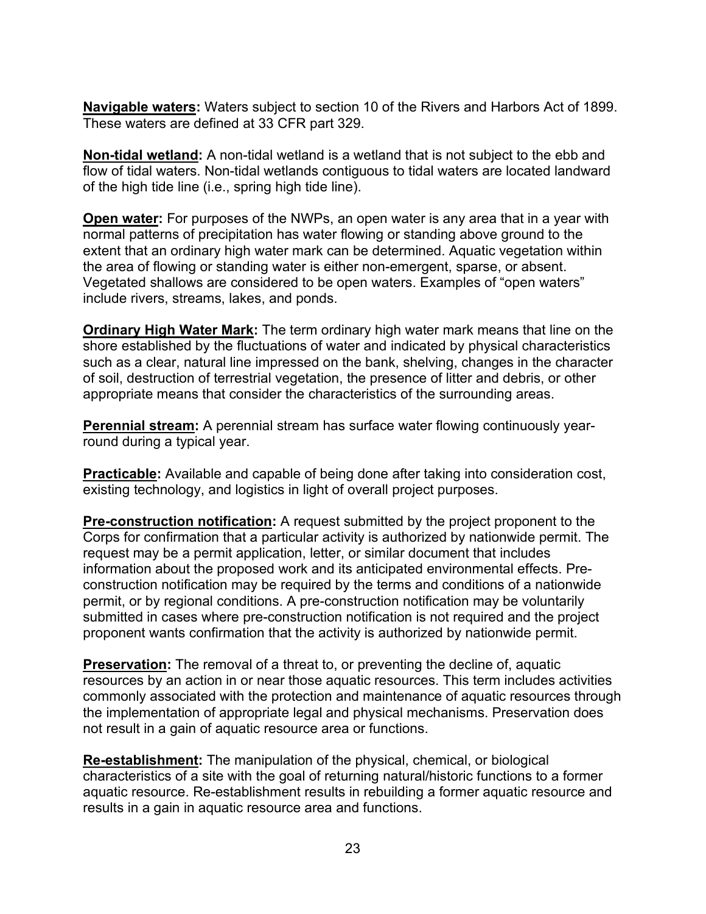**Navigable waters:** Waters subject to section 10 of the Rivers and Harbors Act of 1899. These waters are defined at 33 CFR part 329.

**Non-tidal wetland:** A non-tidal wetland is a wetland that is not subject to the ebb and flow of tidal waters. Non-tidal wetlands contiguous to tidal waters are located landward of the high tide line (i.e., spring high tide line).

**Open water:** For purposes of the NWPs, an open water is any area that in a year with normal patterns of precipitation has water flowing or standing above ground to the extent that an ordinary high water mark can be determined. Aquatic vegetation within the area of flowing or standing water is either non-emergent, sparse, or absent. Vegetated shallows are considered to be open waters. Examples of "open waters" include rivers, streams, lakes, and ponds.

**Ordinary High Water Mark:** The term ordinary high water mark means that line on the shore established by the fluctuations of water and indicated by physical characteristics such as a clear, natural line impressed on the bank, shelving, changes in the character of soil, destruction of terrestrial vegetation, the presence of litter and debris, or other appropriate means that consider the characteristics of the surrounding areas.

**Perennial stream:** A perennial stream has surface water flowing continuously year-round during a typical year.

**Practicable:** Available and capable of being done after taking into consideration cost, existing technology, and logistics in light of overall project purposes.

**Pre-construction notification:** A request submitted by the project proponent to the Corps for confirmation that a particular activity is authorized by nationwide permit. The request may be a permit application, letter, or similar document that includes information about the proposed work and its anticipated environmental effects. Pre-construction notification may be required by the terms and conditions of a nationwide permit, or by regional conditions. A pre-construction notification may be voluntarily submitted in cases where pre-construction notification is not required and the project proponent wants confirmation that the activity is authorized by nationwide permit.

**Preservation:** The removal of a threat to, or preventing the decline of, aquatic resources by an action in or near those aquatic resources. This term includes activities commonly associated with the protection and maintenance of aquatic resources through the implementation of appropriate legal and physical mechanisms. Preservation does not result in a gain of aquatic resource area or functions.

**Re-establishment:** The manipulation of the physical, chemical, or biological characteristics of a site with the goal of returning natural/historic functions to a former aquatic resource. Re-establishment results in rebuilding a former aquatic resource and results in a gain in aquatic resource area and functions.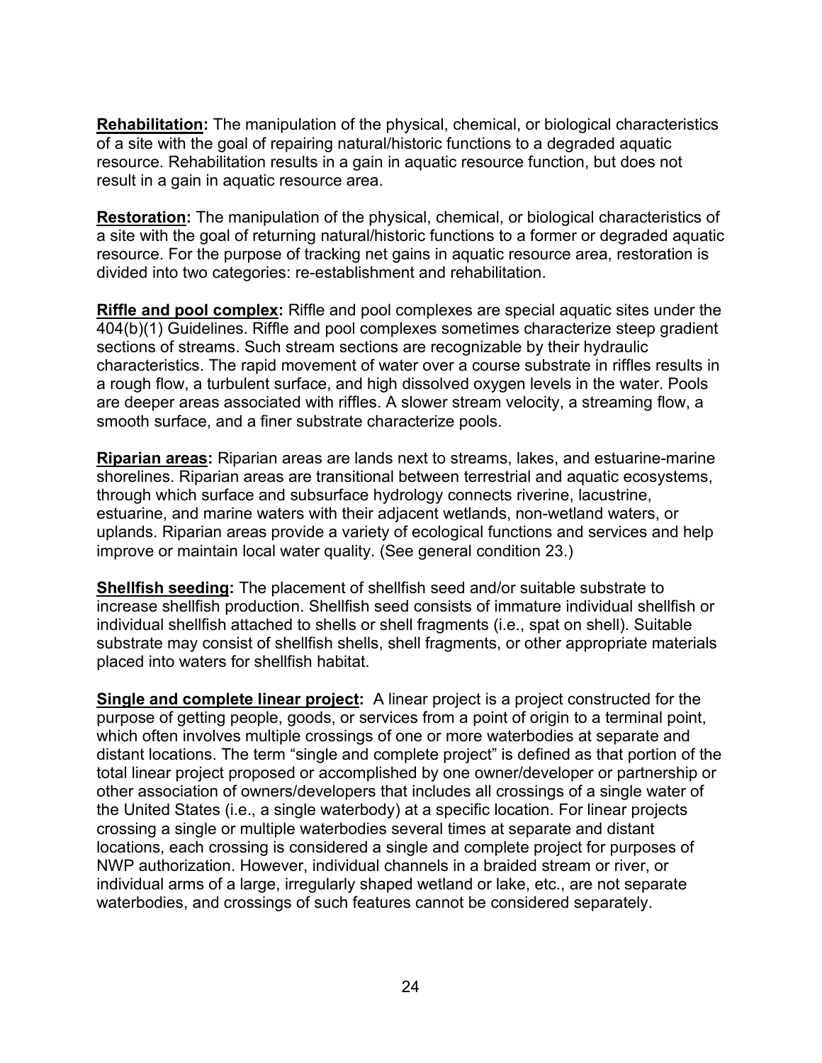**Rehabilitation:** The manipulation of the physical, chemical, or biological characteristics of a site with the goal of repairing natural/historic functions to a degraded aquatic resource. Rehabilitation results in a gain in aquatic resource function, but does not result in a gain in aquatic resource area.

**Restoration:** The manipulation of the physical, chemical, or biological characteristics of a site with the goal of returning natural/historic functions to a former or degraded aquatic resource. For the purpose of tracking net gains in aquatic resource area, restoration is divided into two categories: re-establishment and rehabilitation.

**Riffle and pool complex:** Riffle and pool complexes are special aquatic sites under the 404(b)(1) Guidelines. Riffle and pool complexes sometimes characterize steep gradient sections of streams. Such stream sections are recognizable by their hydraulic characteristics. The rapid movement of water over a course substrate in riffles results in a rough flow, a turbulent surface, and high dissolved oxygen levels in the water. Pools are deeper areas associated with riffles. A slower stream velocity, a streaming flow, a smooth surface, and a finer substrate characterize pools.

**Riparian areas:** Riparian areas are lands next to streams, lakes, and estuarine-marine shorelines. Riparian areas are transitional between terrestrial and aquatic ecosystems, through which surface and subsurface hydrology connects riverine, lacustrine, estuarine, and marine waters with their adjacent wetlands, non-wetland waters, or uplands. Riparian areas provide a variety of ecological functions and services and help improve or maintain local water quality. (See general condition 23.)

**Shellfish seeding:** The placement of shellfish seed and/or suitable substrate to increase shellfish production. Shellfish seed consists of immature individual shellfish or individual shellfish attached to shells or shell fragments (i.e., spat on shell). Suitable substrate may consist of shellfish shells, shell fragments, or other appropriate materials placed into waters for shellfish habitat.

**Single and complete linear project:** A linear project is a project constructed for the purpose of getting people, goods, or services from a point of origin to a terminal point, which often involves multiple crossings of one or more waterbodies at separate and distant locations. The term "single and complete project" is defined as that portion of the total linear project proposed or accomplished by one owner/developer or partnership or other association of owners/developers that includes all crossings of a single water of the United States (i.e., a single waterbody) at a specific location. For linear projects crossing a single or multiple waterbodies several times at separate and distant locations, each crossing is considered a single and complete project for purposes of NWP authorization. However, individual channels in a braided stream or river, or individual arms of a large, irregularly shaped wetland or lake, etc., are not separate waterbodies, and crossings of such features cannot be considered separately.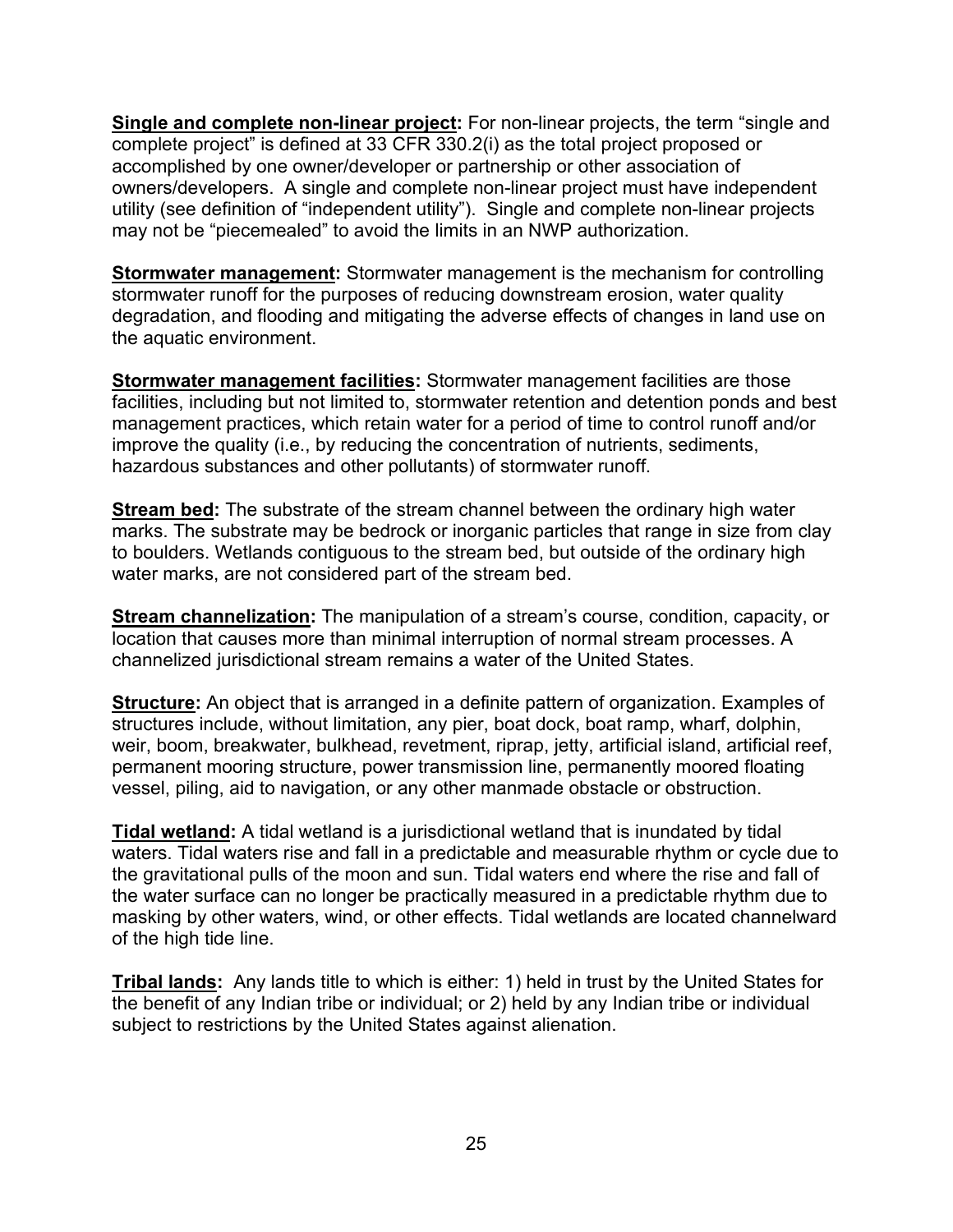**Single and complete non-linear project:** For non-linear projects, the term “single and complete project” is defined at 33 CFR 330.2(i) as the total project proposed or accomplished by one owner/developer or partnership or other association of owners/developers. A single and complete non-linear project must have independent utility (see definition of “independent utility”). Single and complete non-linear projects may not be “piecemealed” to avoid the limits in an NWP authorization.

**Stormwater management:** Stormwater management is the mechanism for controlling stormwater runoff for the purposes of reducing downstream erosion, water quality degradation, and flooding and mitigating the adverse effects of changes in land use on the aquatic environment.

**Stormwater management facilities:** Stormwater management facilities are those facilities, including but not limited to, stormwater retention and detention ponds and best management practices, which retain water for a period of time to control runoff and/or improve the quality (i.e., by reducing the concentration of nutrients, sediments, hazardous substances and other pollutants) of stormwater runoff.

**Stream bed:** The substrate of the stream channel between the ordinary high water marks. The substrate may be bedrock or inorganic particles that range in size from clay to boulders. Wetlands contiguous to the stream bed, but outside of the ordinary high water marks, are not considered part of the stream bed.

**Stream channelization:** The manipulation of a stream’s course, condition, capacity, or location that causes more than minimal interruption of normal stream processes. A channelized jurisdictional stream remains a water of the United States.

**Structure:** An object that is arranged in a definite pattern of organization. Examples of structures include, without limitation, any pier, boat dock, boat ramp, wharf, dolphin, weir, boom, breakwater, bulkhead, revetment, riprap, jetty, artificial island, artificial reef, permanent mooring structure, power transmission line, permanently moored floating vessel, piling, aid to navigation, or any other manmade obstacle or obstruction.

**Tidal wetland:** A tidal wetland is a jurisdictional wetland that is inundated by tidal waters. Tidal waters rise and fall in a predictable and measurable rhythm or cycle due to the gravitational pulls of the moon and sun. Tidal waters end where the rise and fall of the water surface can no longer be practically measured in a predictable rhythm due to masking by other waters, wind, or other effects. Tidal wetlands are located channelward of the high tide line.

**Tribal lands:** Any lands title to which is either: 1) held in trust by the United States for the benefit of any Indian tribe or individual; or 2) held by any Indian tribe or individual subject to restrictions by the United States against alienation.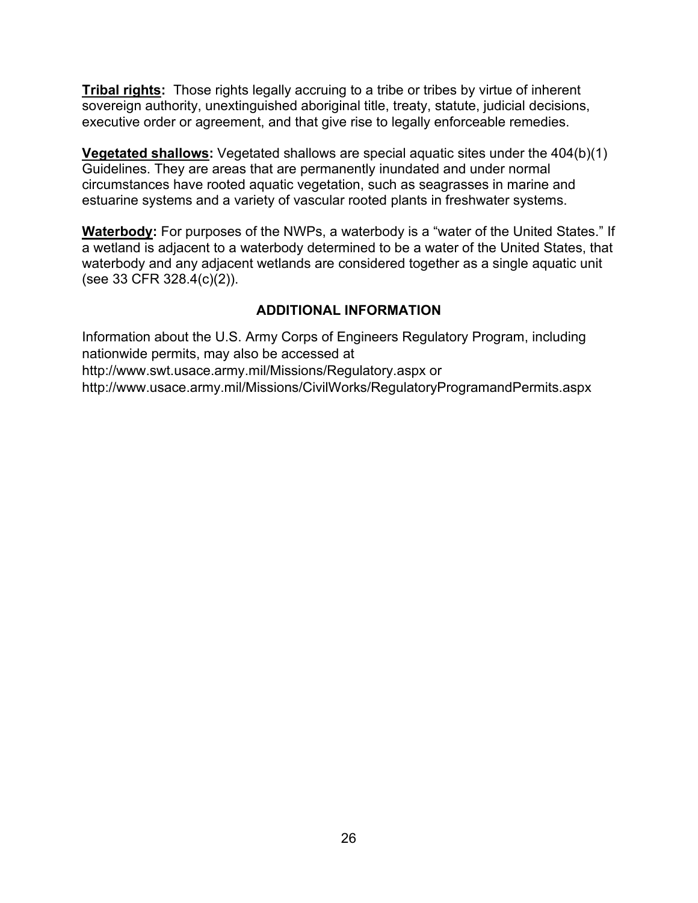**Tribal rights:** Those rights legally accruing to a tribe or tribes by virtue of inherent sovereign authority, unextinguished aboriginal title, treaty, statute, judicial decisions, executive order or agreement, and that give rise to legally enforceable remedies.

**Vegetated shallows:** Vegetated shallows are special aquatic sites under the 404(b)(1) Guidelines. They are areas that are permanently inundated and under normal circumstances have rooted aquatic vegetation, such as seagrasses in marine and estuarine systems and a variety of vascular rooted plants in freshwater systems.

**Waterbody:** For purposes of the NWPs, a waterbody is a "water of the United States." If a wetland is adjacent to a waterbody determined to be a water of the United States, that waterbody and any adjacent wetlands are considered together as a single aquatic unit (see 33 CFR 328.4(c)(2)).

## ADDITIONAL INFORMATION

Information about the U.S. Army Corps of Engineers Regulatory Program, including nationwide permits, may also be accessed at
http://www.swt.usace.army.mil/Missions/Regulatory.aspx or
http://www.usace.army.mil/Missions/CivilWorks/RegulatoryProgramandPermits.aspx